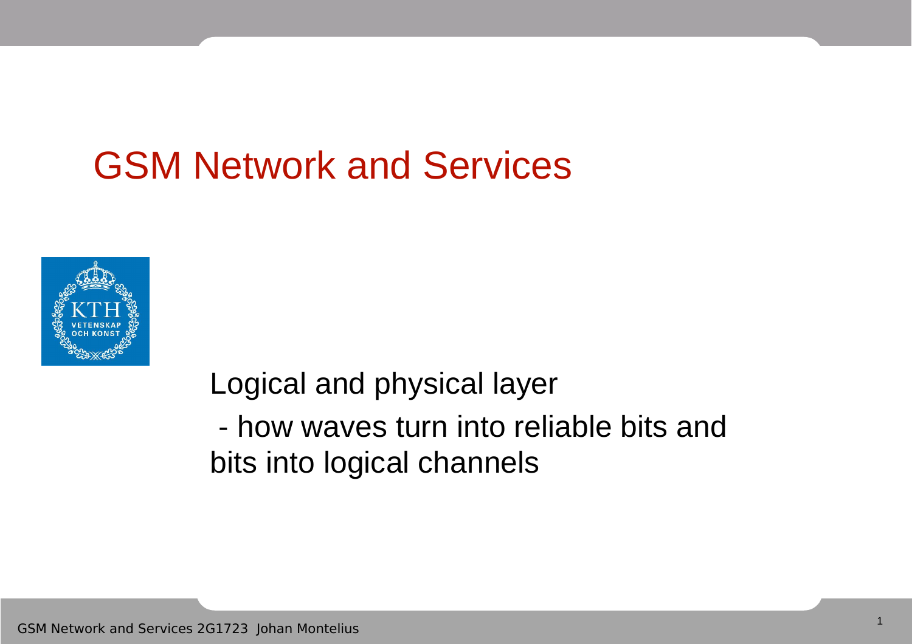# GSM Network and Services

Logical and physical layer

- how waves turn into reliable bits and bits into logical channels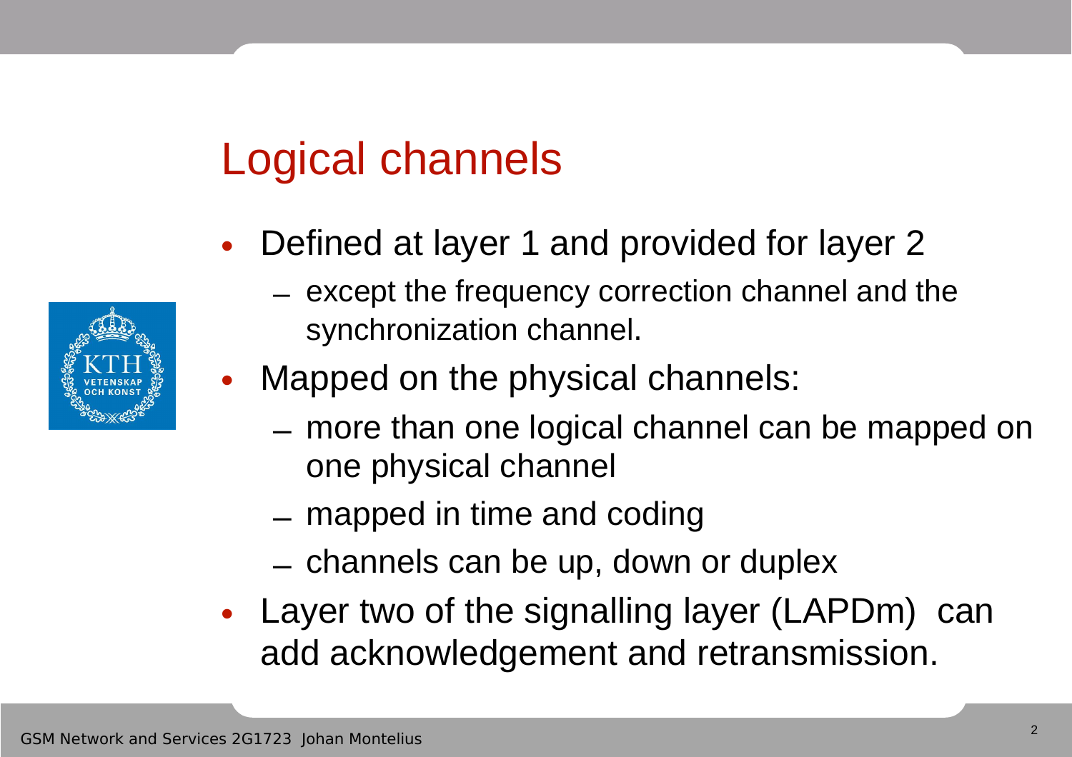# Logical channels

- Defined at layer 1 and provided for layer 2
  - except the frequency correction channel and the synchronization channel.
- Mapped on the physical channels:
  - more than one logical channel can be mapped on one physical channel
  - mapped in time and coding
  - channels can be up, down or duplex
- Layer two of the signalling layer (LAPDm) can add acknowledgement and retransmission.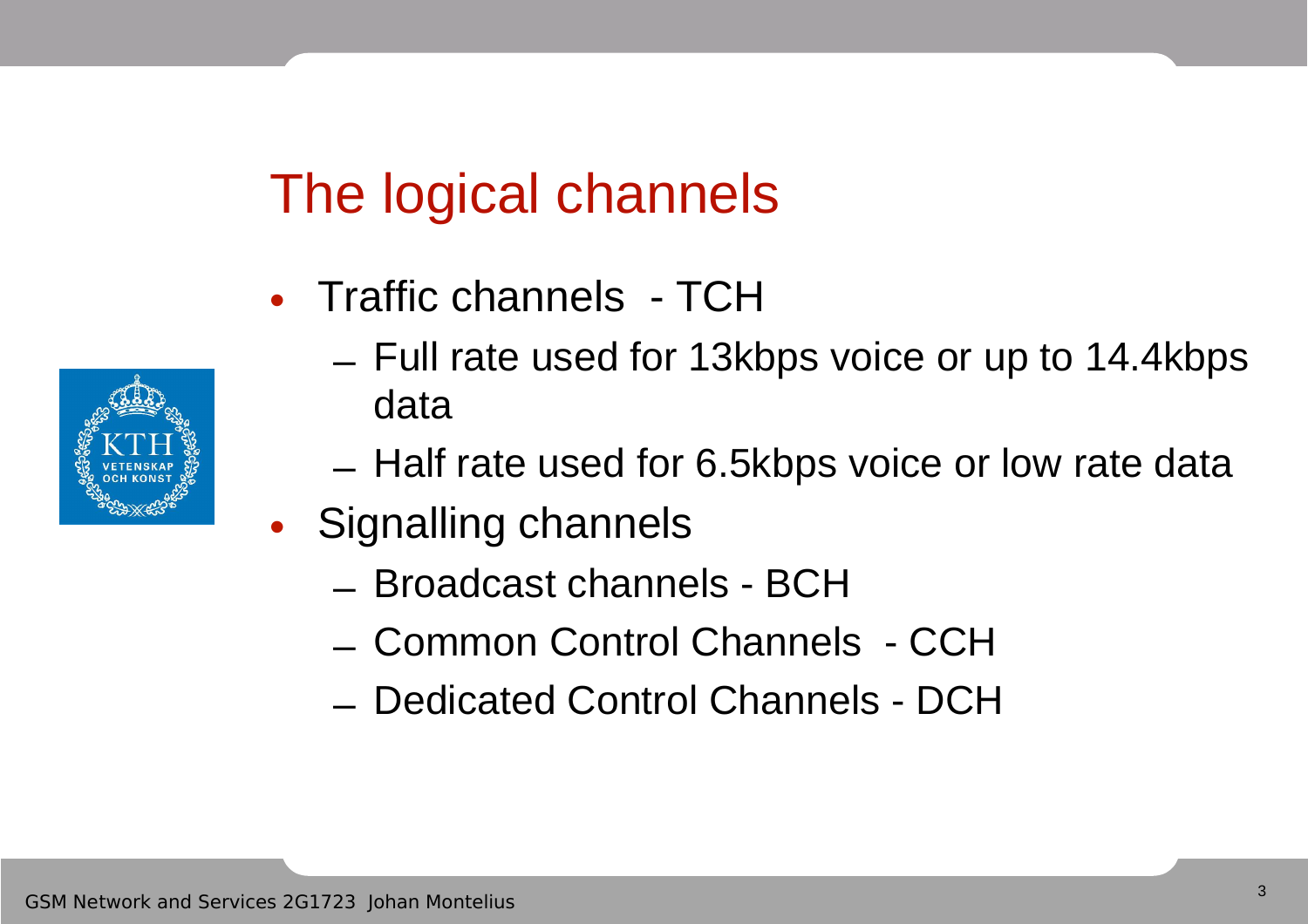# The logical channels

- Traffic channels - TCH
  - Full rate used for 13kbps voice or up to 14.4kbps data
  - Half rate used for 6.5kbps voice or low rate data
- Signalling channels
  - Broadcast channels - BCH
  - Common Control Channels - CCH
  - Dedicated Control Channels - DCH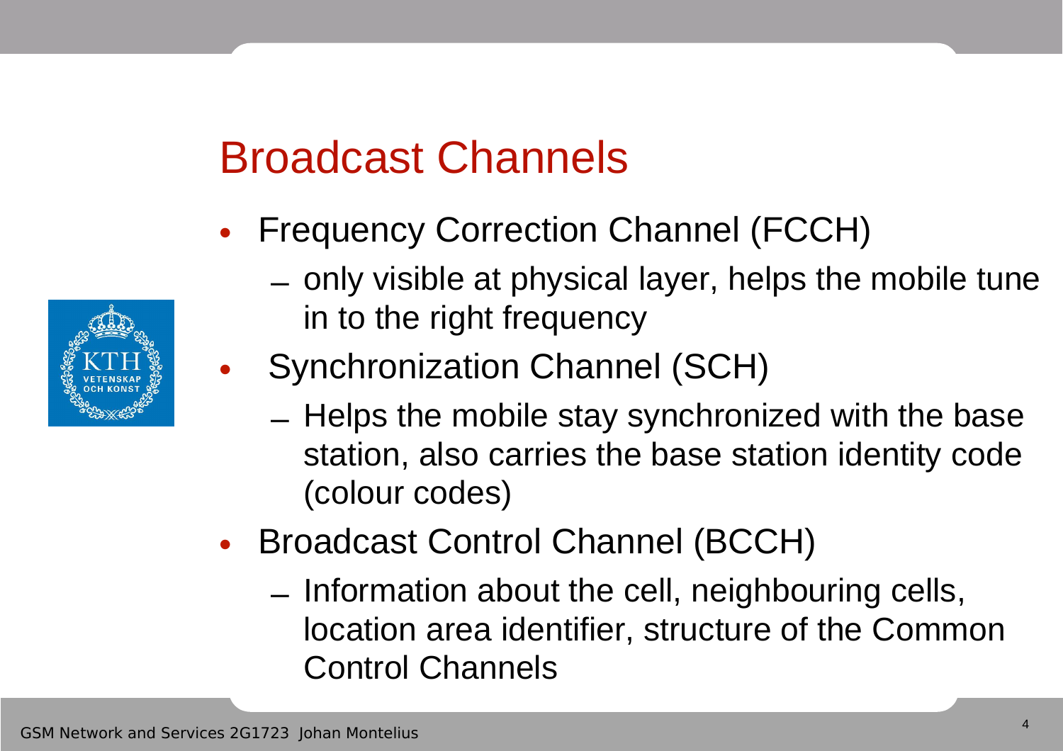# Broadcast Channels

- Frequency Correction Channel (FCCH)
  - only visible at physical layer, helps the mobile tune in to the right frequency
- Synchronization Channel (SCH)
  - Helps the mobile stay synchronized with the base station, also carries the base station identity code (colour codes)
- Broadcast Control Channel (BCCH)
  - Information about the cell, neighbouring cells, location area identifier, structure of the Common Control Channels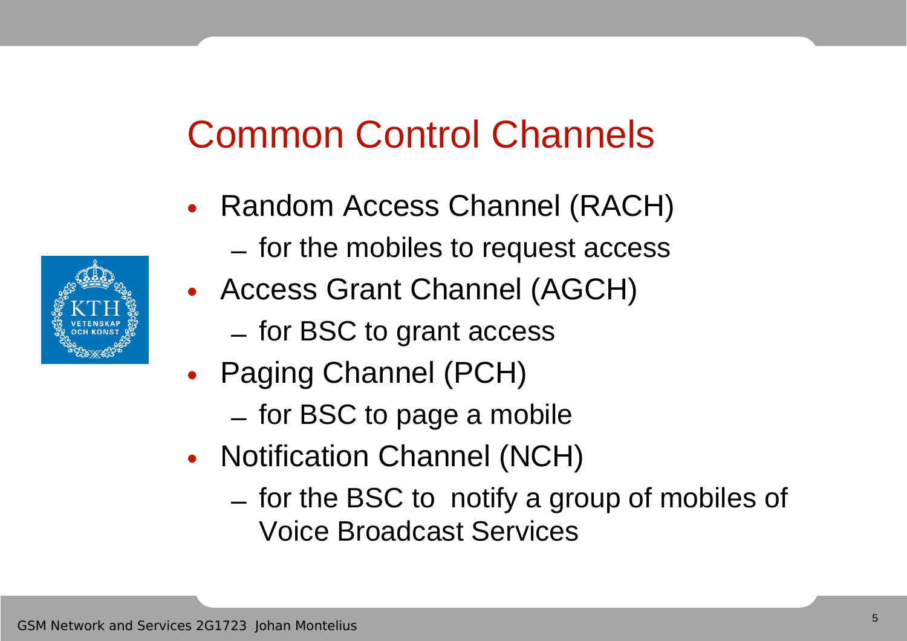# Common Control Channels

- Random Access Channel (RACH)
  - for the mobiles to request access
- Access Grant Channel (AGCH)
  - for BSC to grant access
- Paging Channel (PCH)
  - for BSC to page a mobile
- Notification Channel (NCH)
  - for the BSC to notify a group of mobiles of Voice Broadcast Services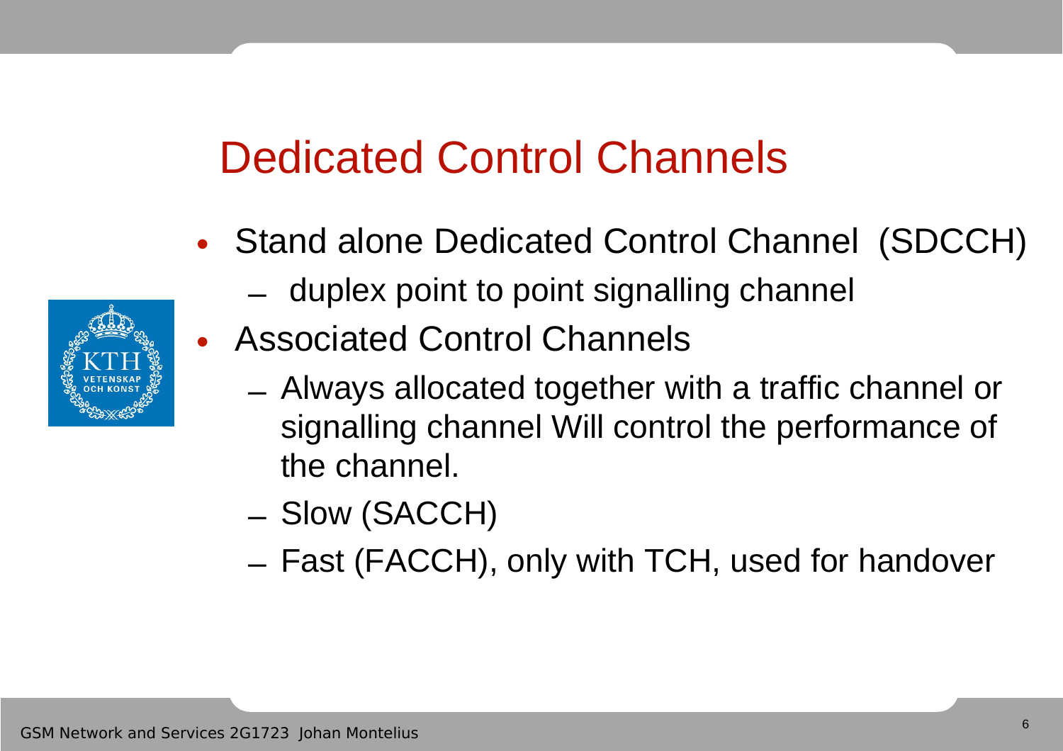# Dedicated Control Channels

- Stand alone Dedicated Control Channel (SDCCH)
  - duplex point to point signalling channel
- Associated Control Channels
  - Always allocated together with a traffic channel or signalling channel Will control the performance of the channel.
  - Slow (SACCH)
  - Fast (FACCH), only with TCH, used for handover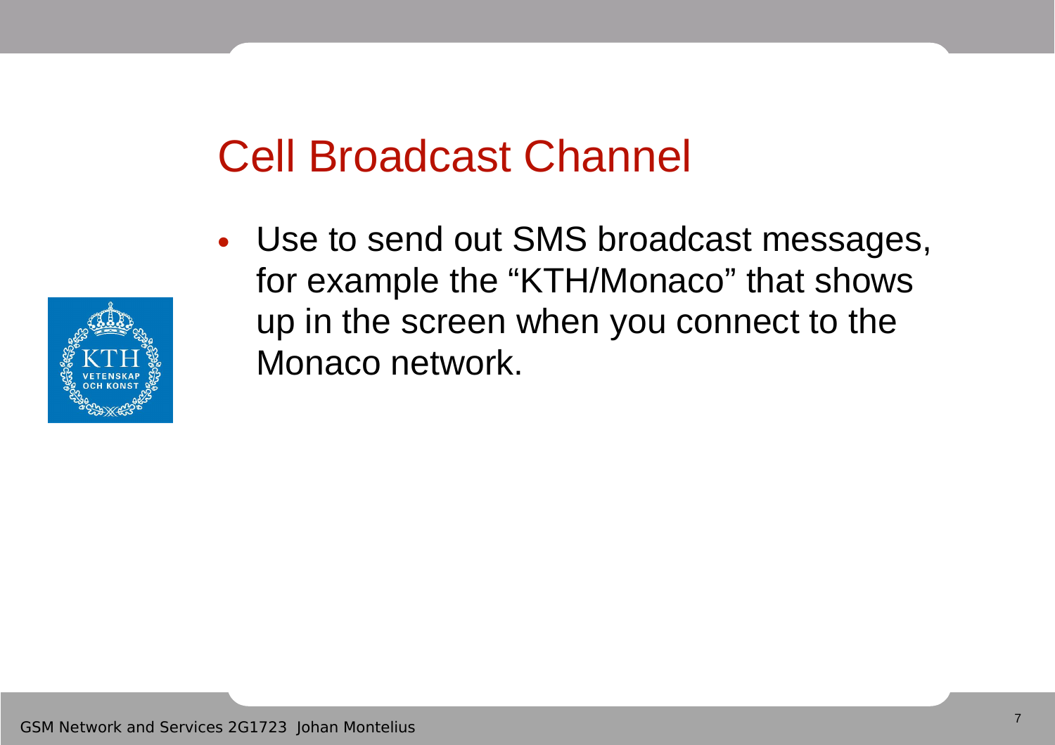# Cell Broadcast Channel

- Use to send out SMS broadcast messages, for example the “KTH/Monaco” that shows up in the screen when you connect to the Monaco network.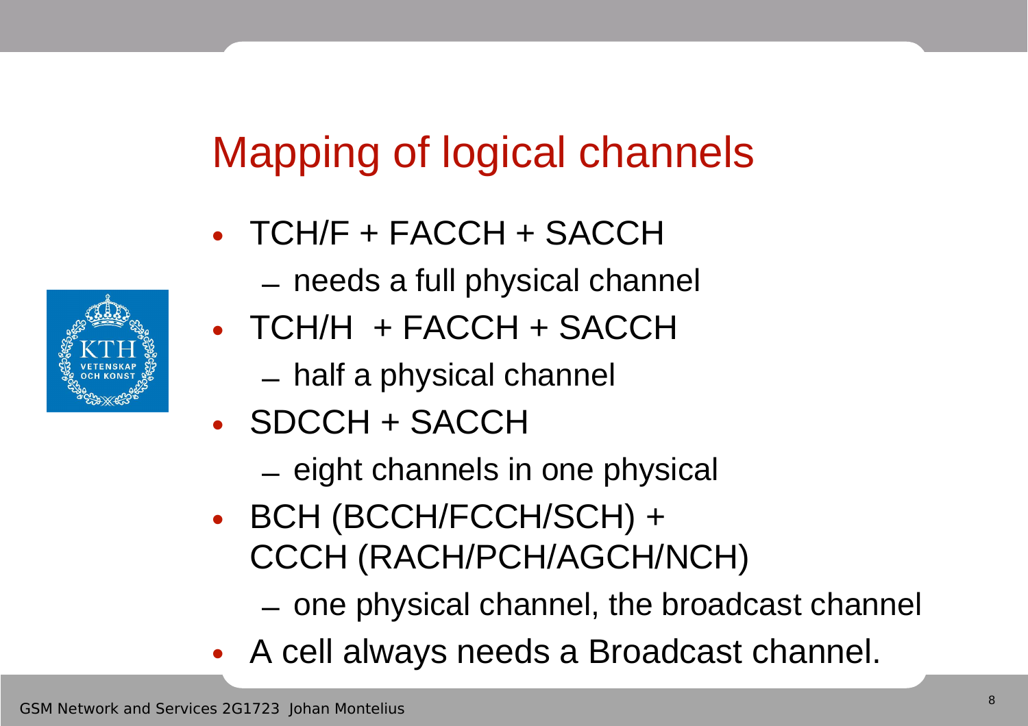# Mapping of logical channels

- TCH/F + FACCH + SACCH
  - needs a full physical channel
- TCH/H + FACCH + SACCH
  - half a physical channel
- SDCCH + SACCH
  - eight channels in one physical
- BCH (BCCH/FCCH/SCH) + CCCH (RACH/PCH/AGCH/NCH)
  - one physical channel, the broadcast channel
- A cell always needs a Broadcast channel.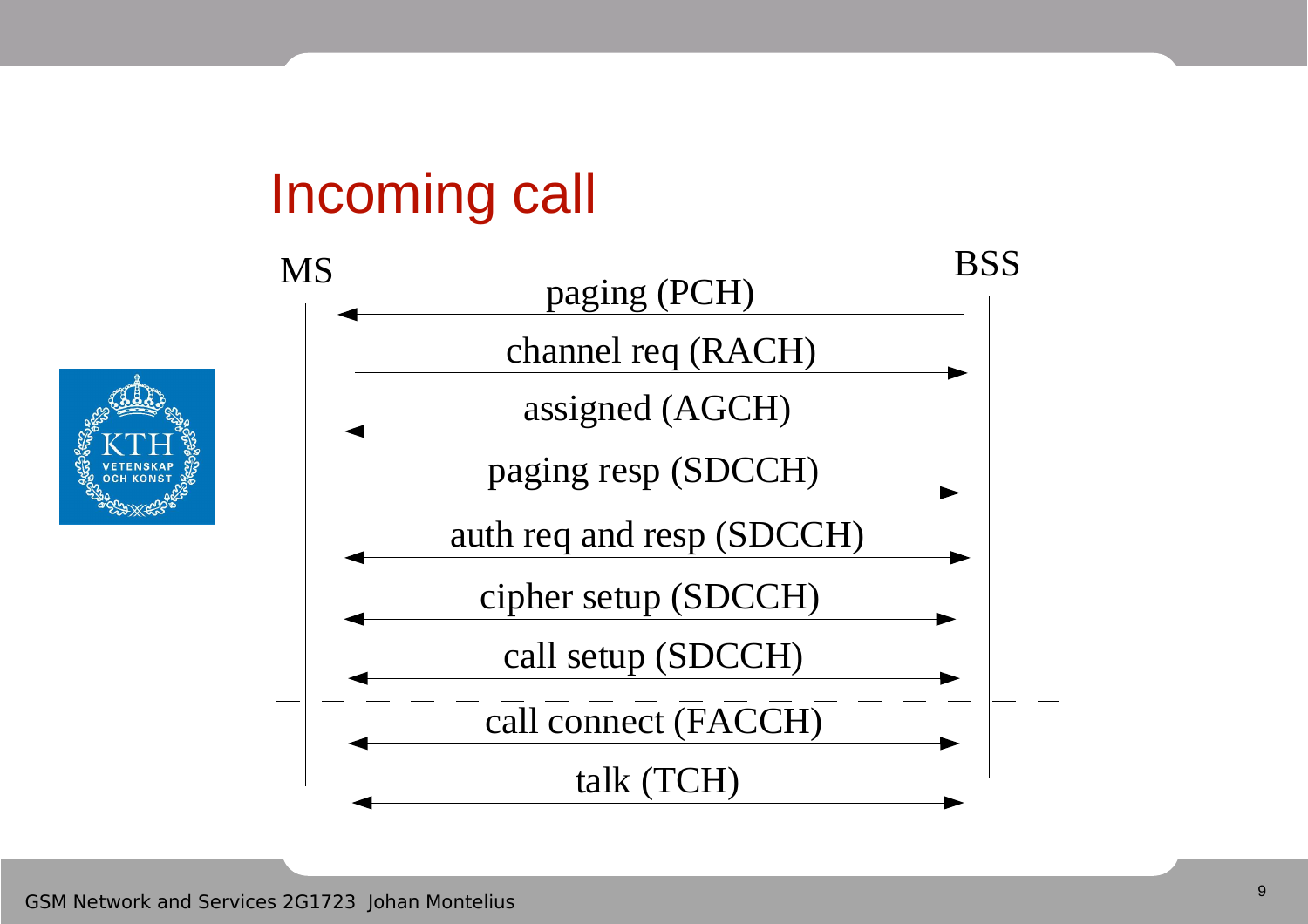# Incoming call

MS — BSS

- paging (PCH) ← 
- channel req (RACH) →
- assigned (AGCH) ←
- paging resp (SDCCH) →
- auth req and resp (SDCCH) ↔
- cipher setup (SDCCH) ↔
- call setup (SDCCH) ↔
- call connect (FACCH) ↔
- talk (TCH) ↔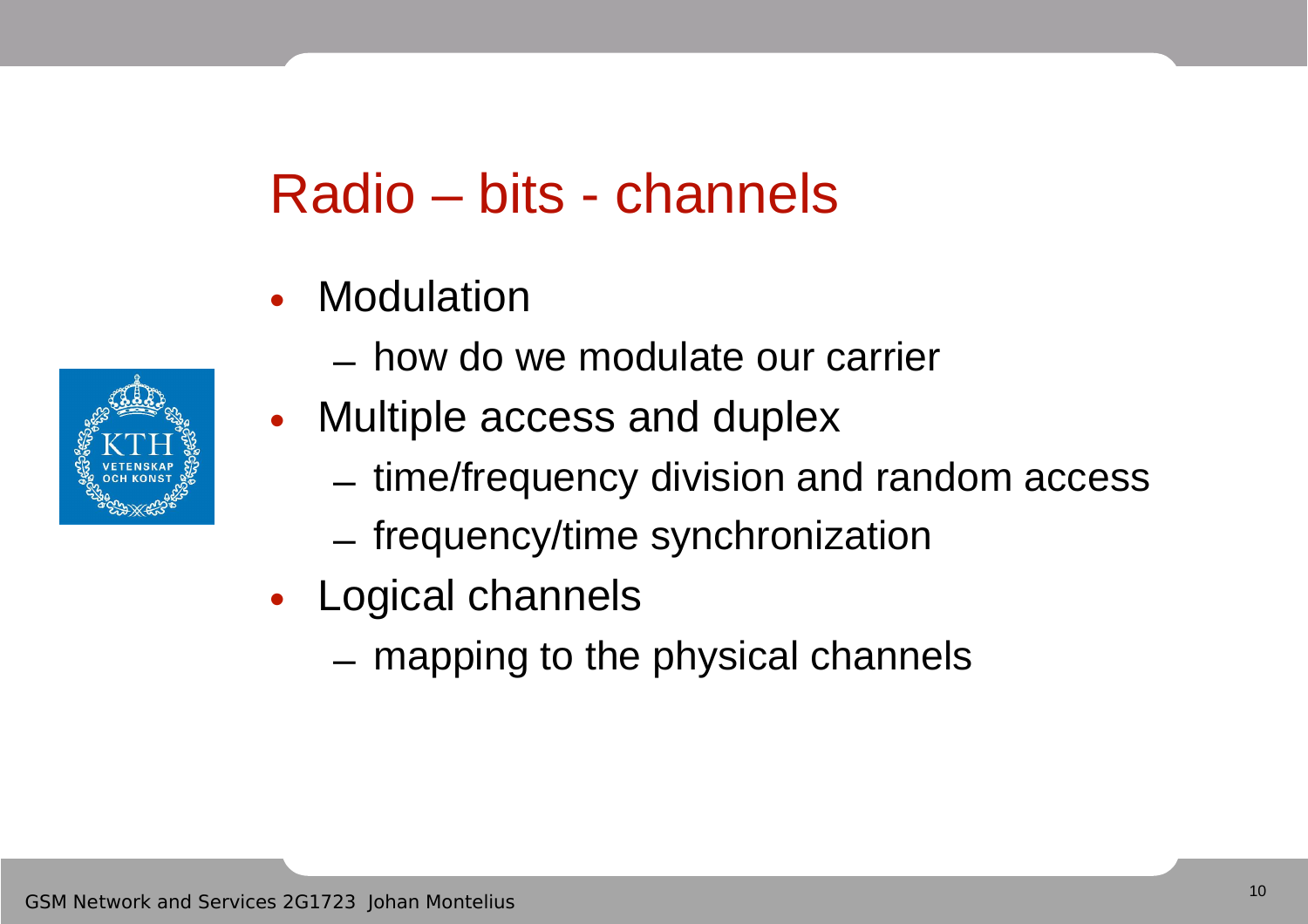# Radio – bits - channels

- Modulation
  - how do we modulate our carrier
- Multiple access and duplex
  - time/frequency division and random access
  - frequency/time synchronization
- Logical channels
  - mapping to the physical channels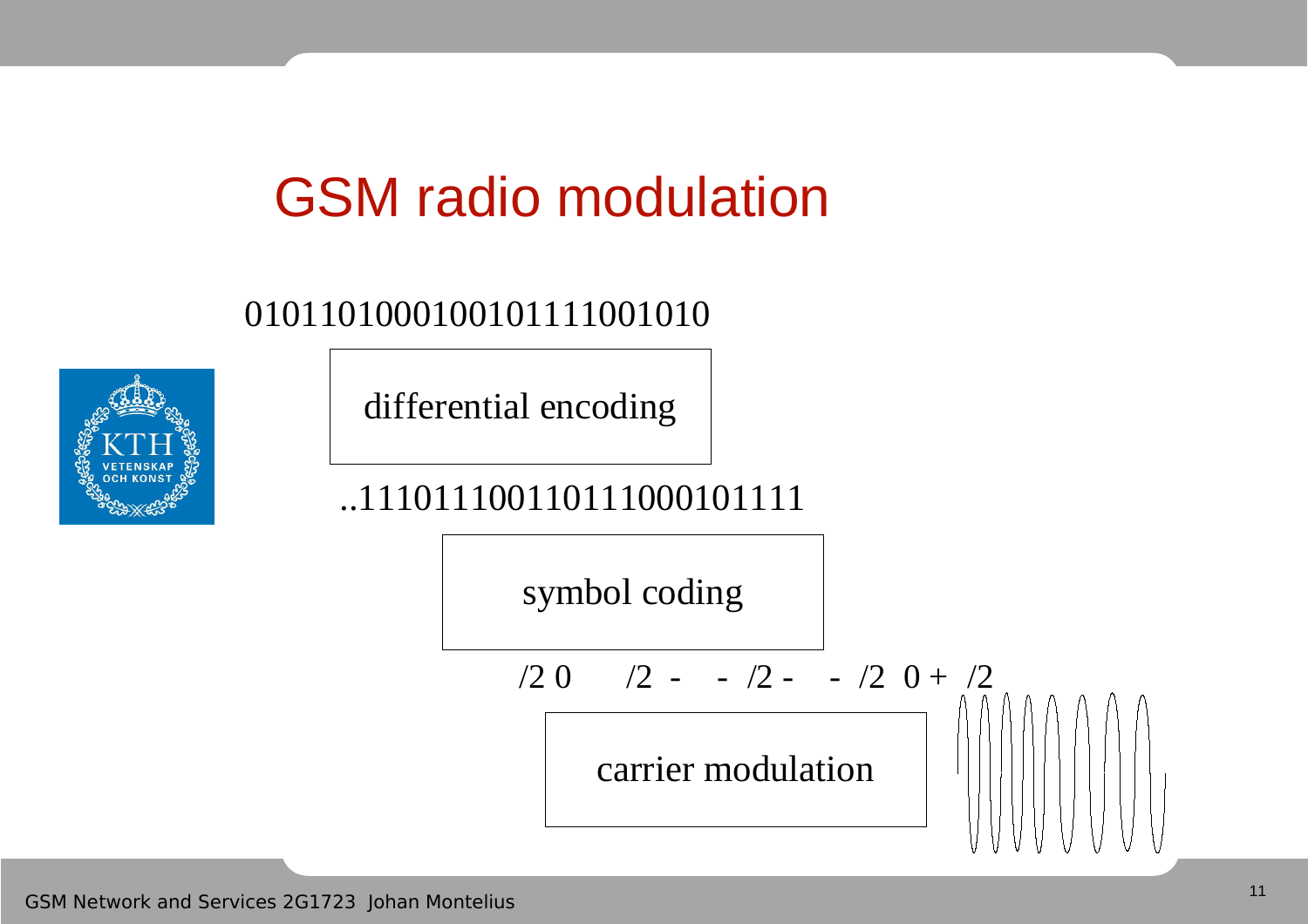# GSM radio modulation

0101101000100101111001010

differential encoding

..1110111001101110001011111

symbol coding

/2 0 /2 - - /2 - - /2 0 + /2

carrier modulation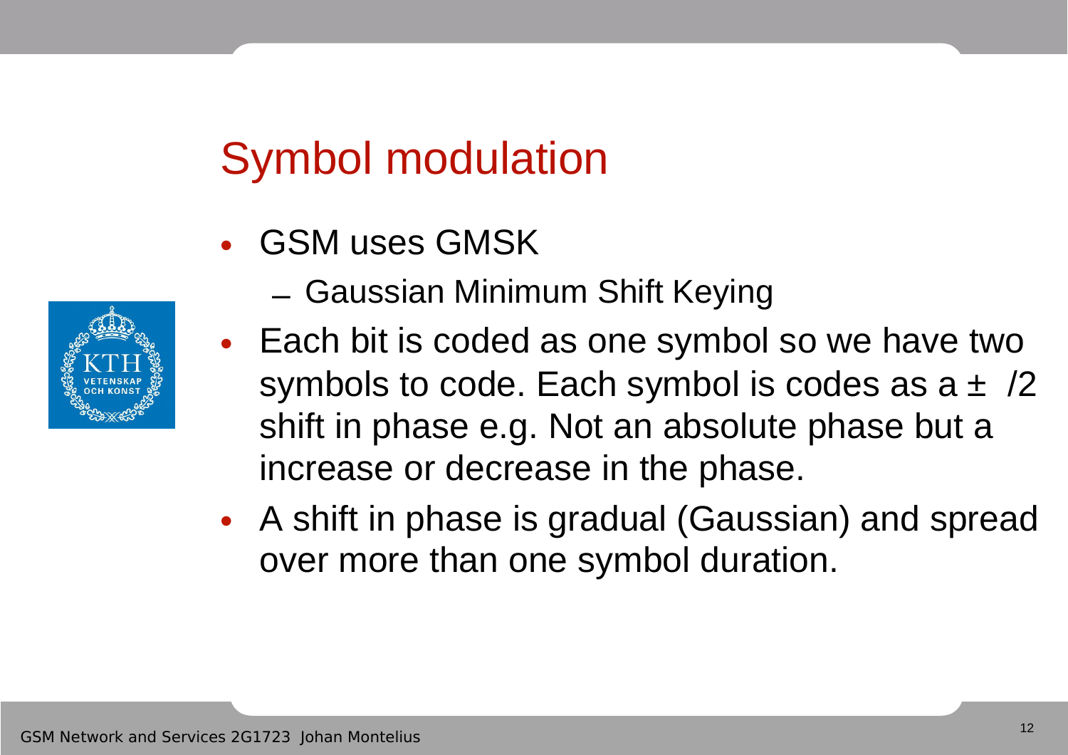# Symbol modulation

- GSM uses GMSK
  - Gaussian Minimum Shift Keying
- Each bit is coded as one symbol so we have two symbols to code. Each symbol is codes as a ± /2 shift in phase e.g. Not an absolute phase but a increase or decrease in the phase.
- A shift in phase is gradual (Gaussian) and spread over more than one symbol duration.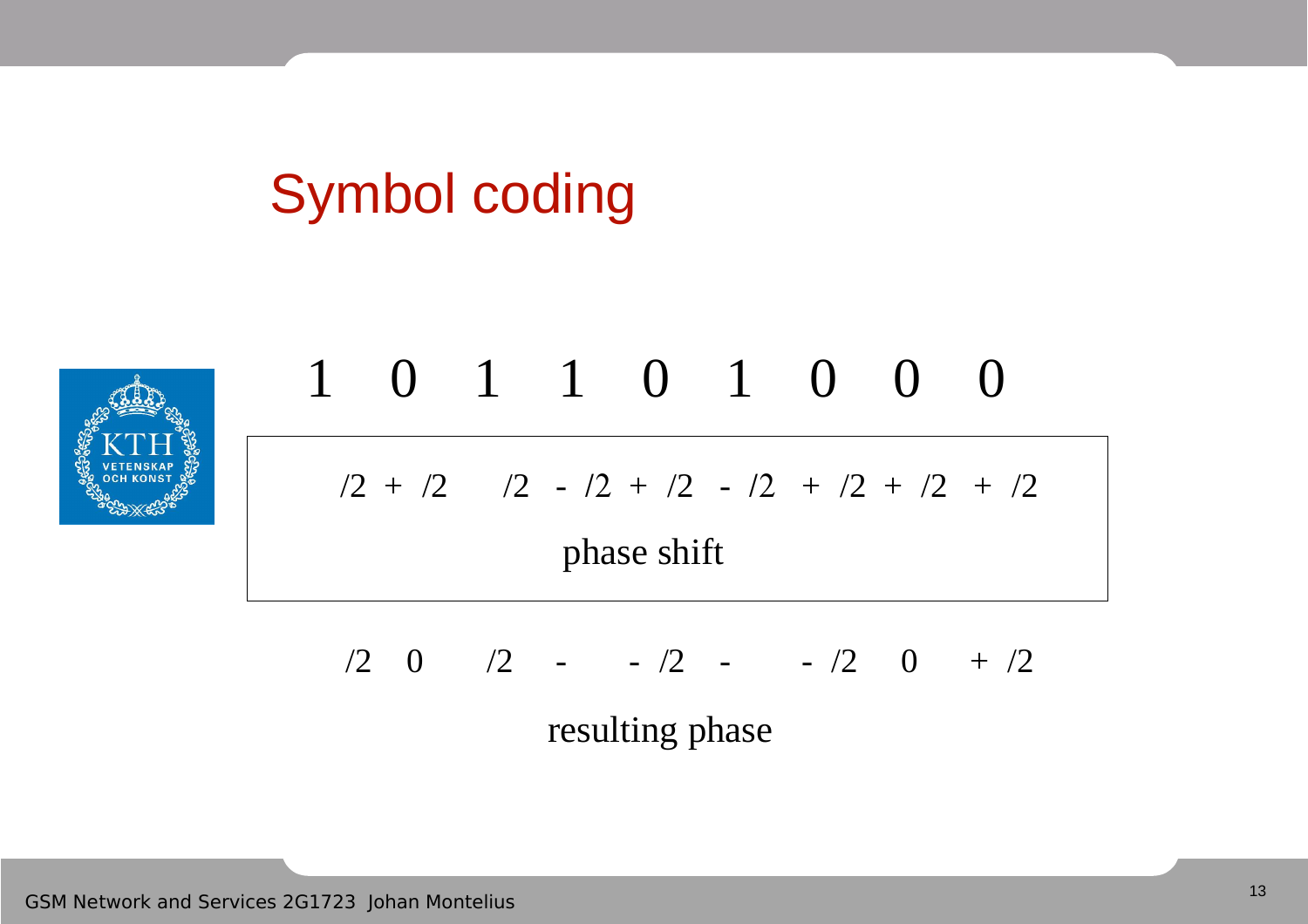# Symbol coding

1 0 1 1 0 1 0 0 0

/2 + /2 /2 - /2 + /2 - /2 + /2 + /2 + /2

phase shift

/2 0 /2 - - /2 - - /2 0 + /2

resulting phase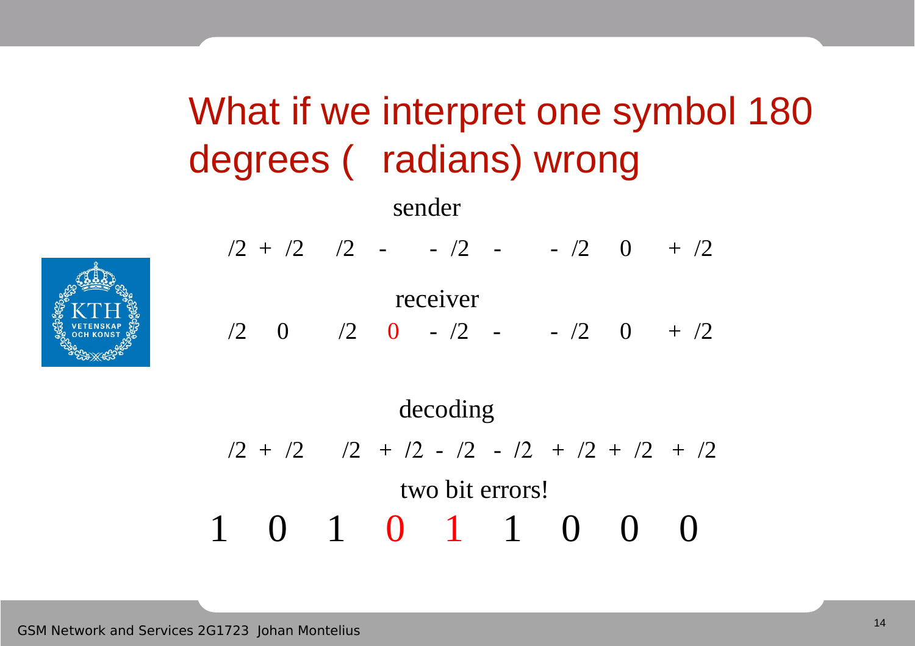# What if we interpret one symbol 180 degrees ( radians) wrong

sender

/2 + /2  /2 -  - /2 -  - /2 0 + /2

receiver

/2 0 /2 0 - /2 - - /2 0 + /2

decoding

/2 + /2 /2 + /2 - /2 - /2 + /2 + /2 + /2

two bit errors!

1 0 1 0 1 1 0 0 0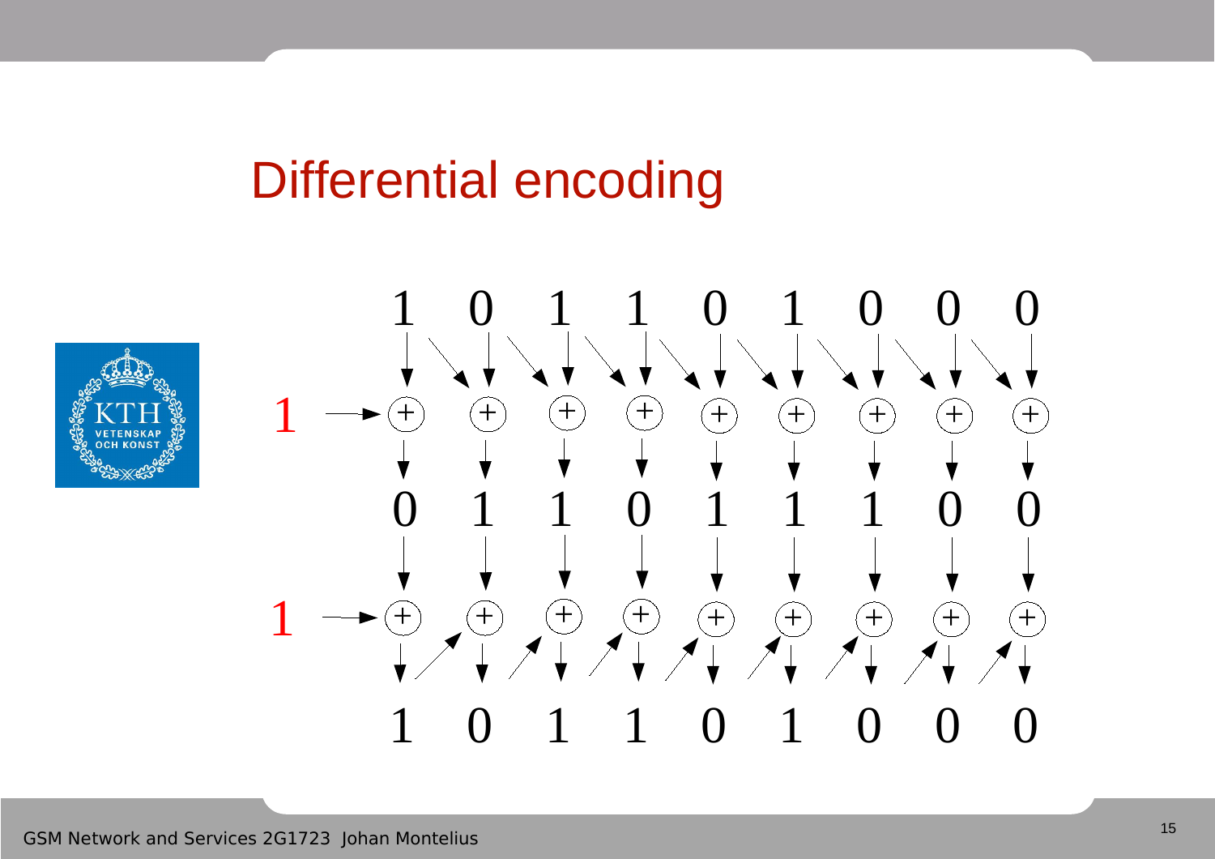# Differential encoding

1 0 1 1 0 1 0 0 0

1 → ⊕ ⊕ ⊕ ⊕ ⊕ ⊕ ⊕ ⊕ ⊕

0 1 1 0 1 1 1 0 0

1 → ⊕ ⊕ ⊕ ⊕ ⊕ ⊕ ⊕ ⊕ ⊕

1 0 1 1 0 1 0 0 0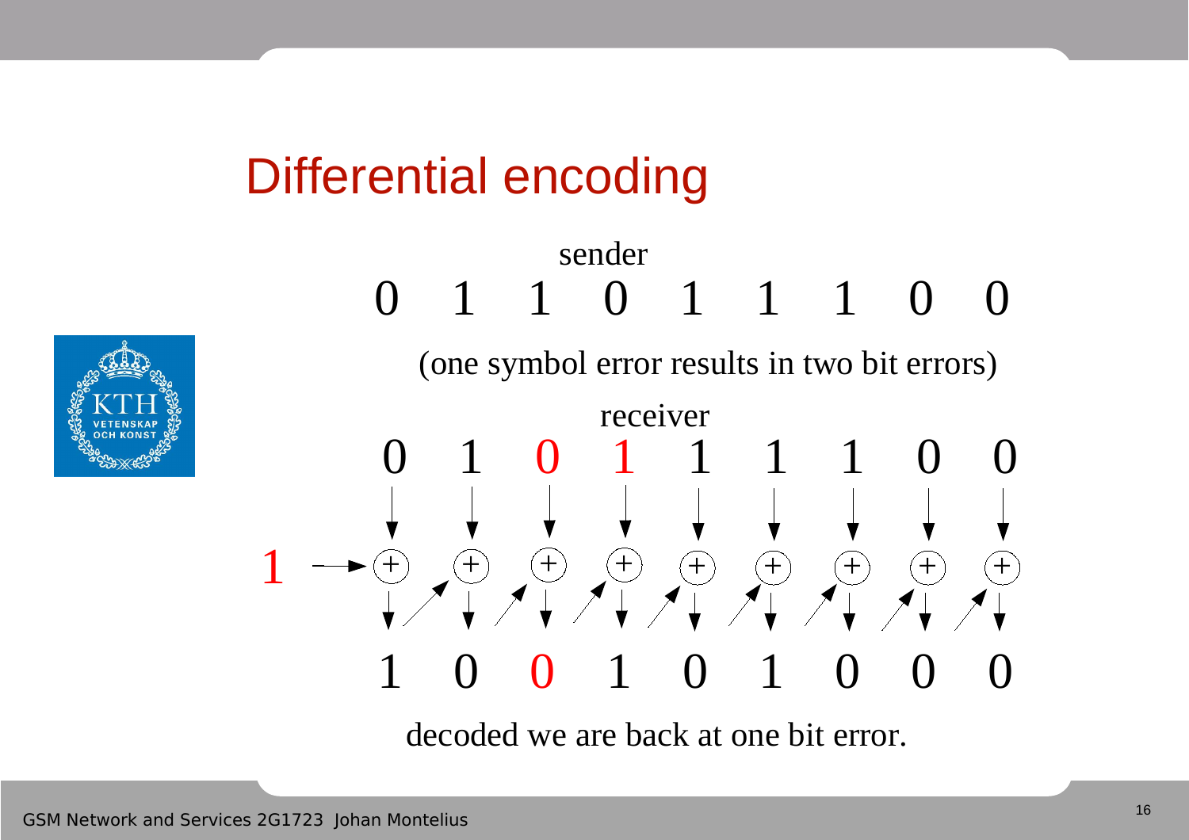# Differential encoding

sender

0 1 1 0 1 1 1 0 0

(one symbol error results in two bit errors)

receiver

0 1 0 1 1 1 1 0 0

1 → + + + + + + + + +

1 0 0 1 0 1 0 0 0

decoded we are back at one bit error.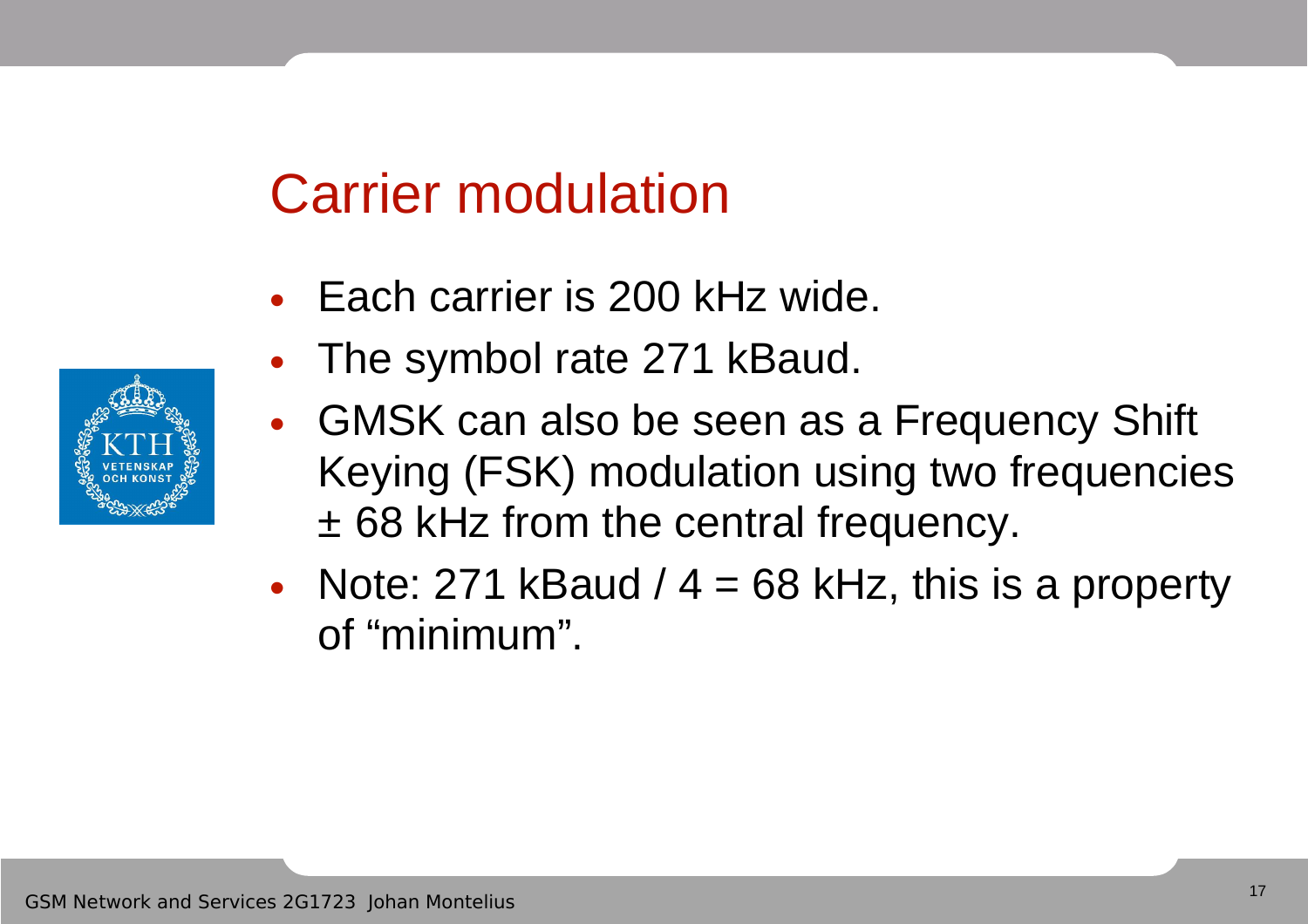# Carrier modulation

- Each carrier is 200 kHz wide.
- The symbol rate 271 kBaud.
- GMSK can also be seen as a Frequency Shift Keying (FSK) modulation using two frequencies ± 68 kHz from the central frequency.
- Note: 271 kBaud / 4 = 68 kHz, this is a property of “minimum”.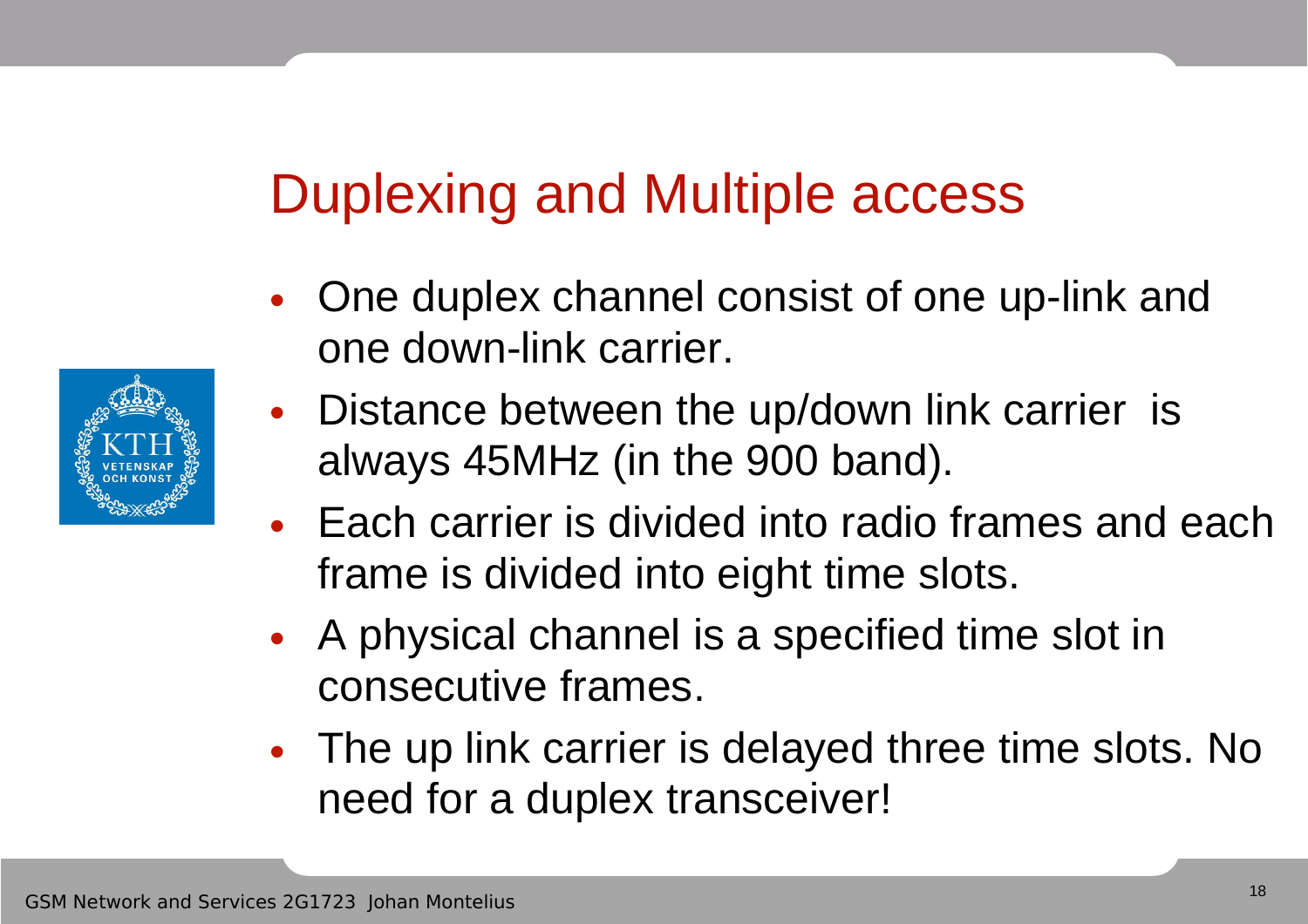# Duplexing and Multiple access

- One duplex channel consist of one up-link and one down-link carrier.
- Distance between the up/down link carrier is always 45MHz (in the 900 band).
- Each carrier is divided into radio frames and each frame is divided into eight time slots.
- A physical channel is a specified time slot in consecutive frames.
- The up link carrier is delayed three time slots. No need for a duplex transceiver!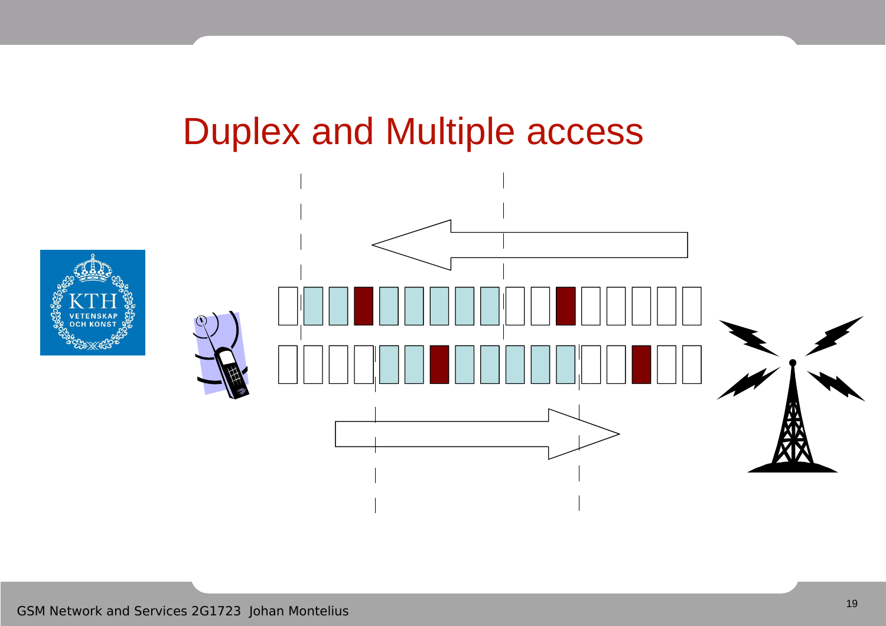# Duplex and Multiple access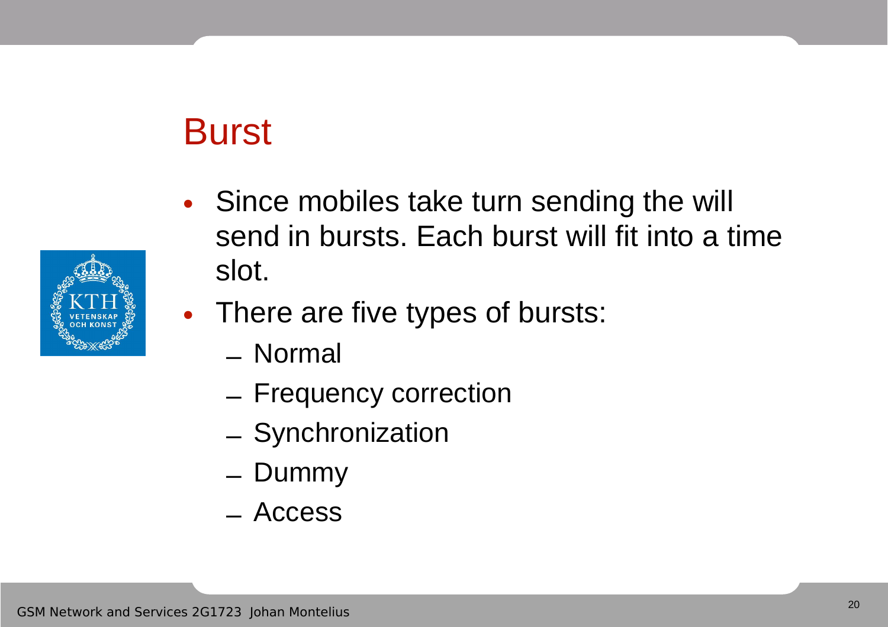# Burst

- Since mobiles take turn sending the will send in bursts. Each burst will fit into a time slot.
- There are five types of bursts:
  - Normal
  - Frequency correction
  - Synchronization
  - Dummy
  - Access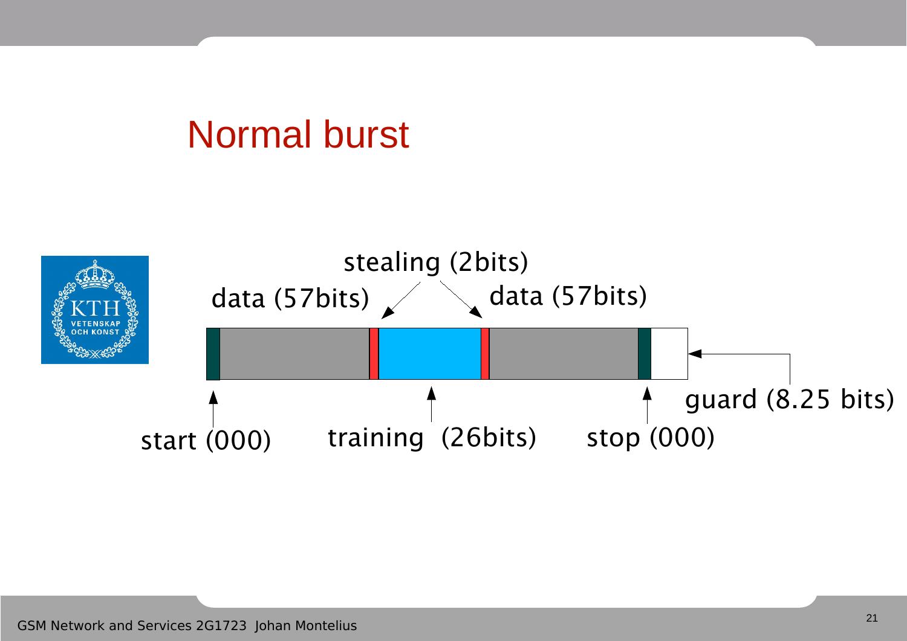# Normal burst

stealing (2bits)

data (57bits)

data (57bits)

start (000)

training (26bits)

stop (000)

guard (8.25 bits)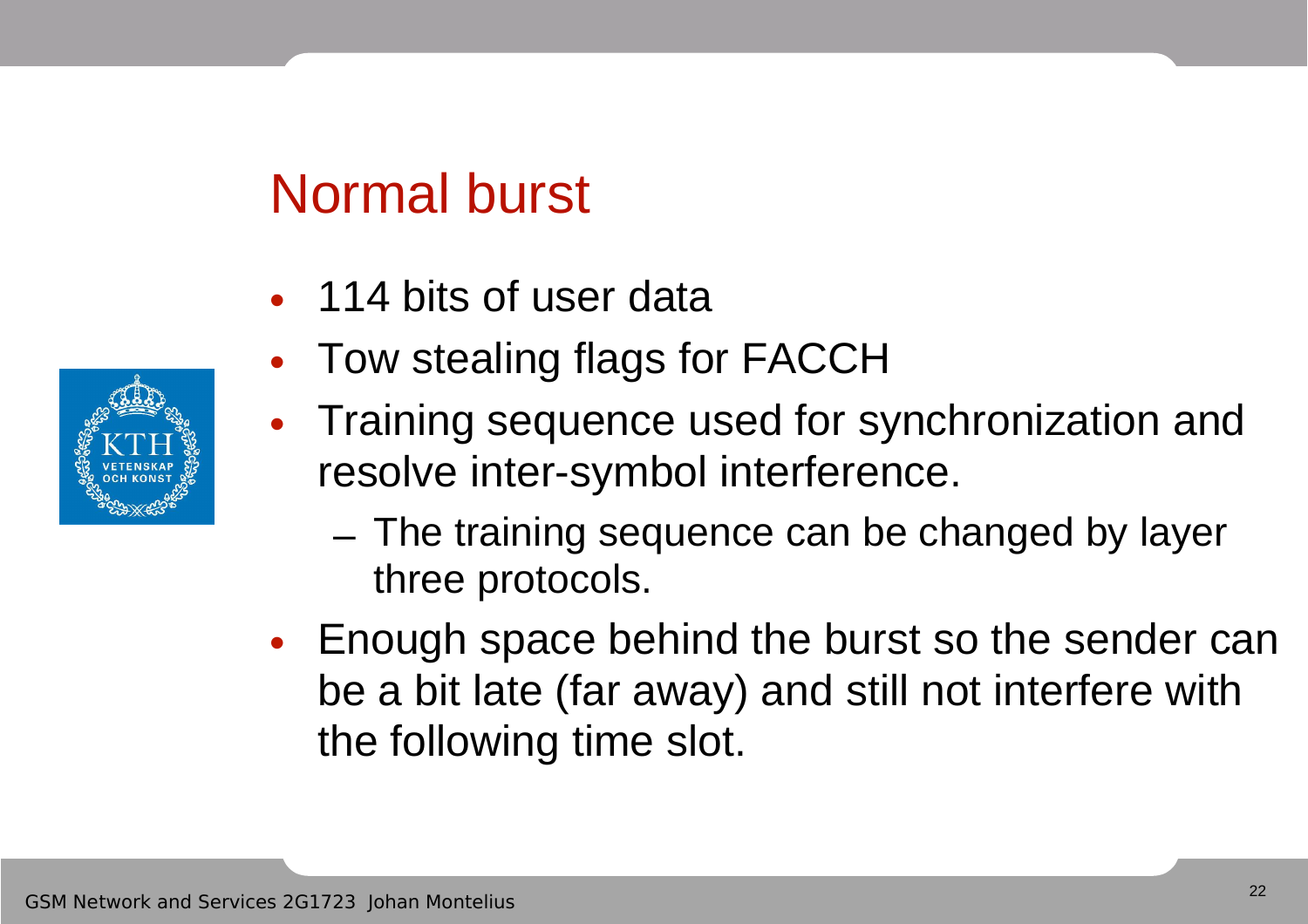# Normal burst

- 114 bits of user data
- Tow stealing flags for FACCH
- Training sequence used for synchronization and resolve inter-symbol interference.
  - The training sequence can be changed by layer three protocols.
- Enough space behind the burst so the sender can be a bit late (far away) and still not interfere with the following time slot.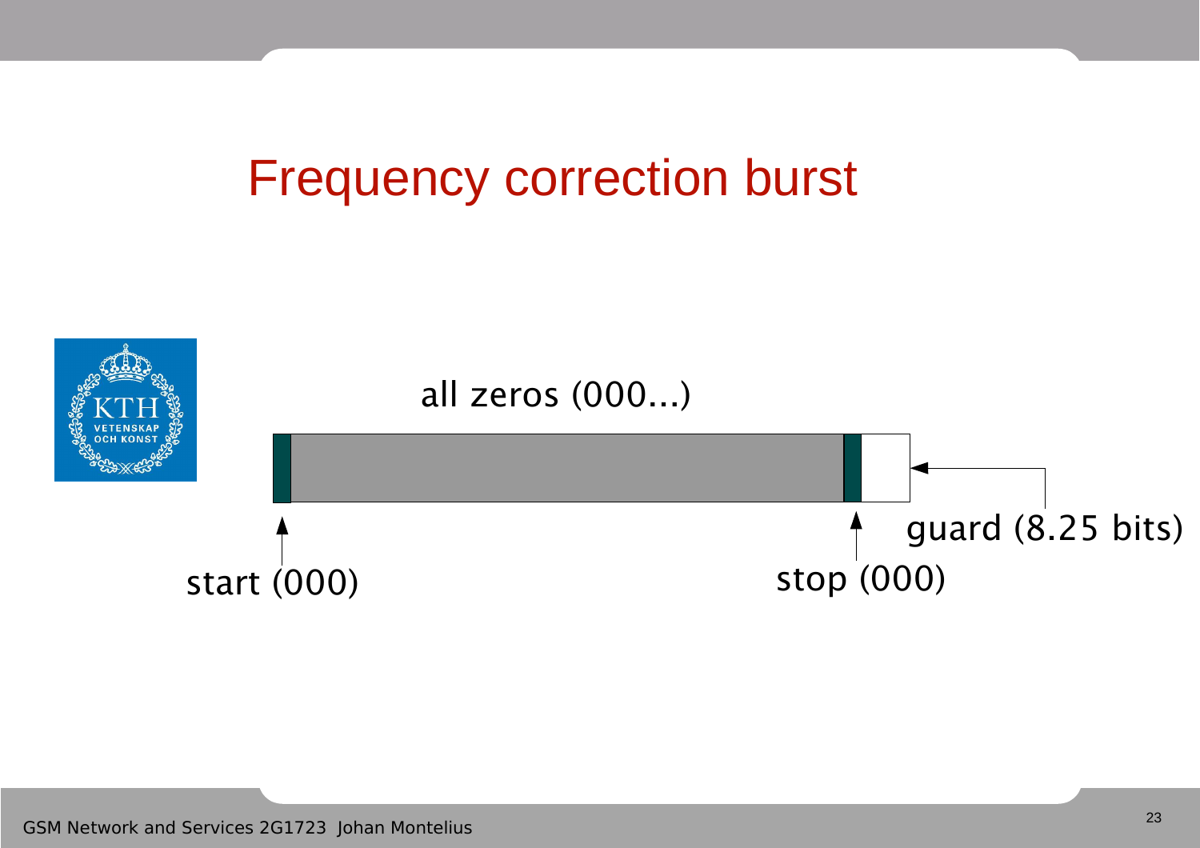# Frequency correction burst

all zeros (000...)

start (000)

stop (000)

guard (8.25 bits)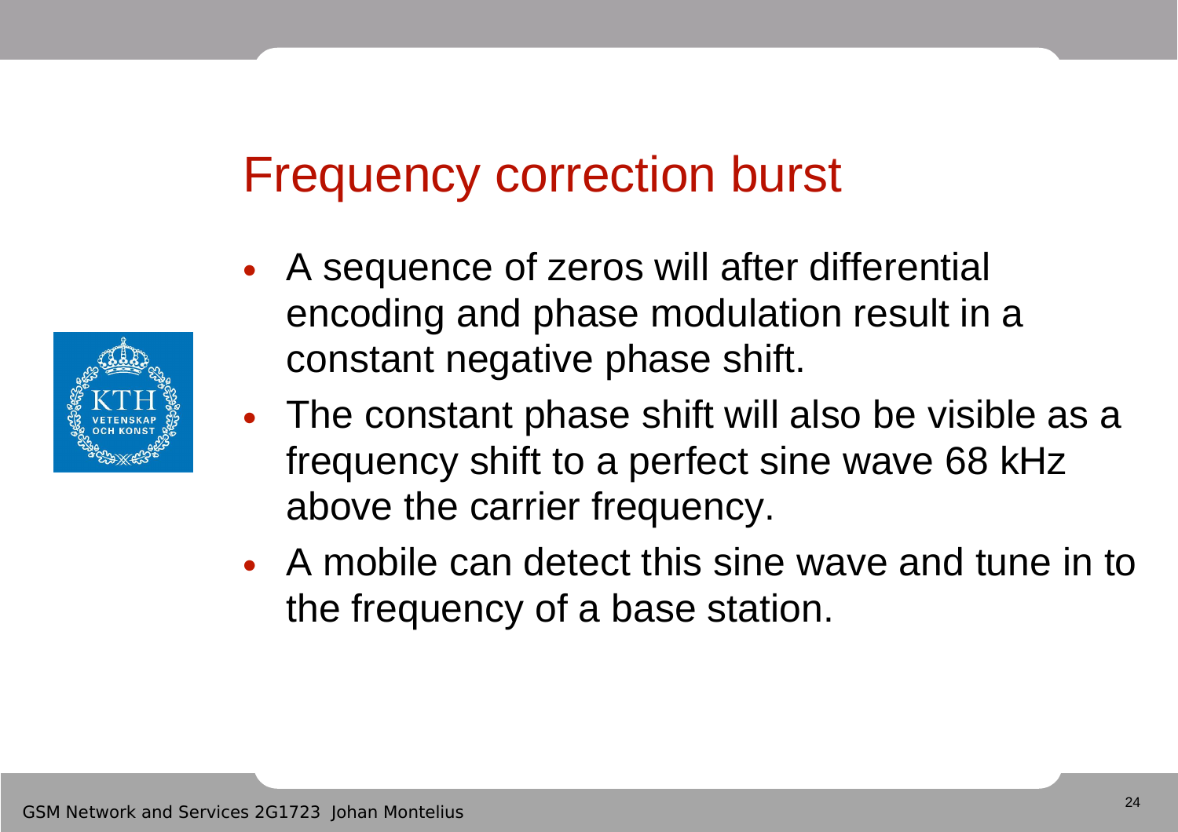# Frequency correction burst

- A sequence of zeros will after differential encoding and phase modulation result in a constant negative phase shift.
- The constant phase shift will also be visible as a frequency shift to a perfect sine wave 68 kHz above the carrier frequency.
- A mobile can detect this sine wave and tune in to the frequency of a base station.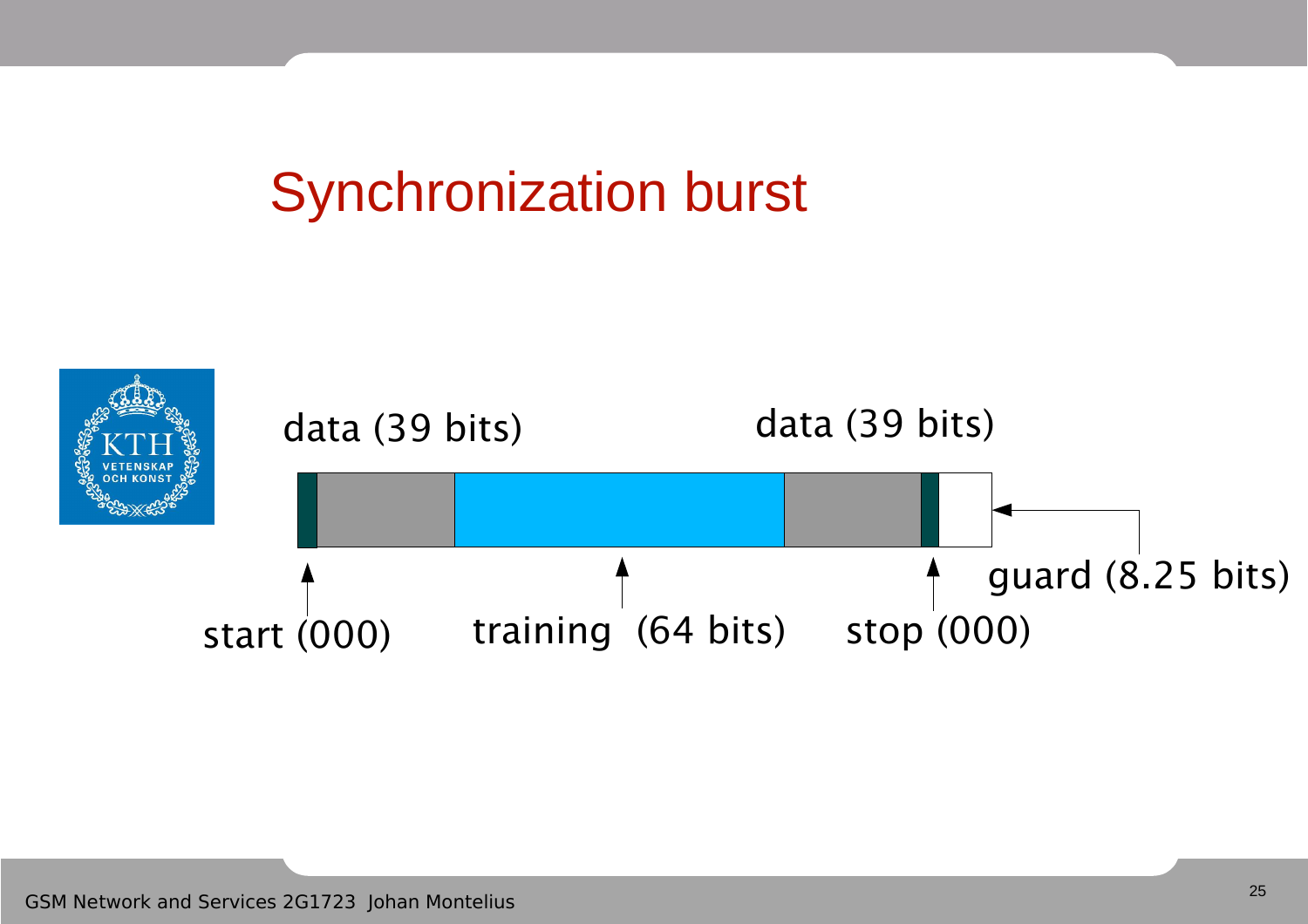# Synchronization burst

data (39 bits)

data (39 bits)

guard (8.25 bits)

start (000)

training (64 bits)

stop (000)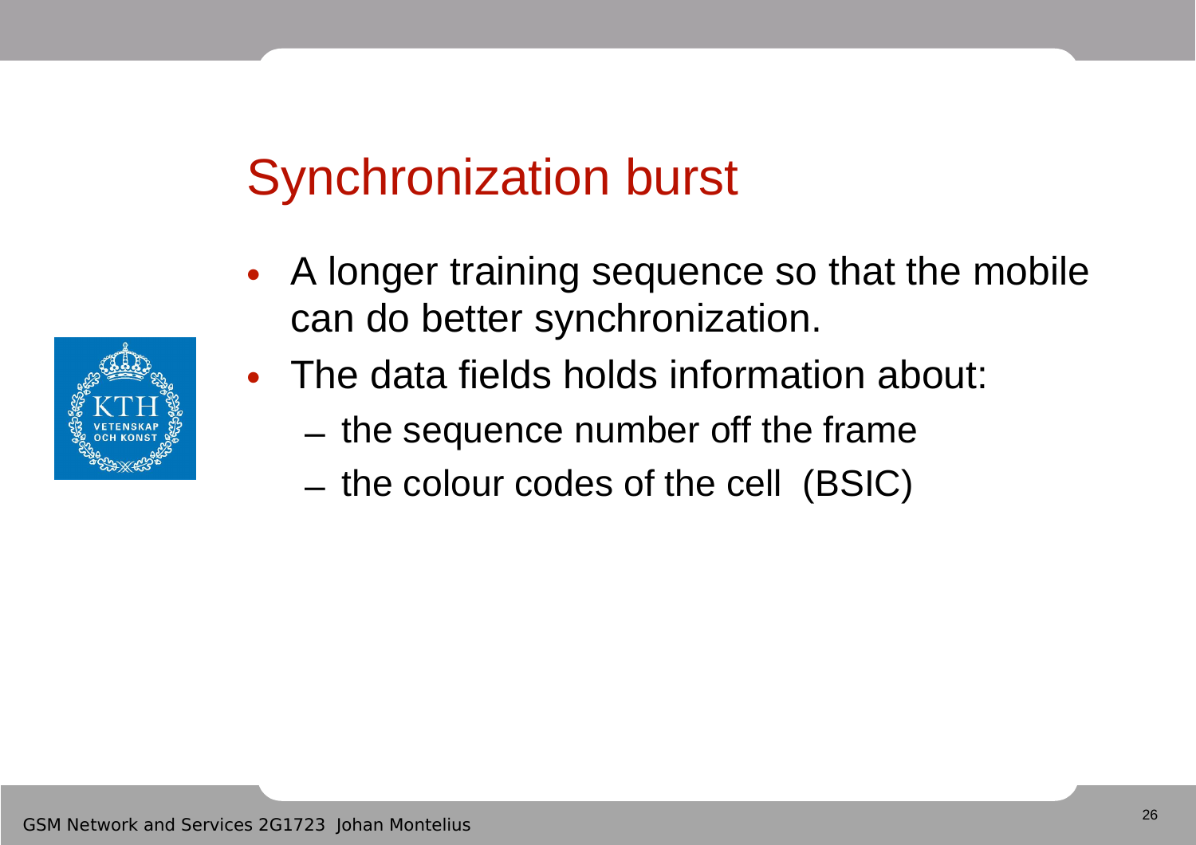# Synchronization burst

- A longer training sequence so that the mobile can do better synchronization.
- The data fields holds information about:
  - the sequence number off the frame
  - the colour codes of the cell (BSIC)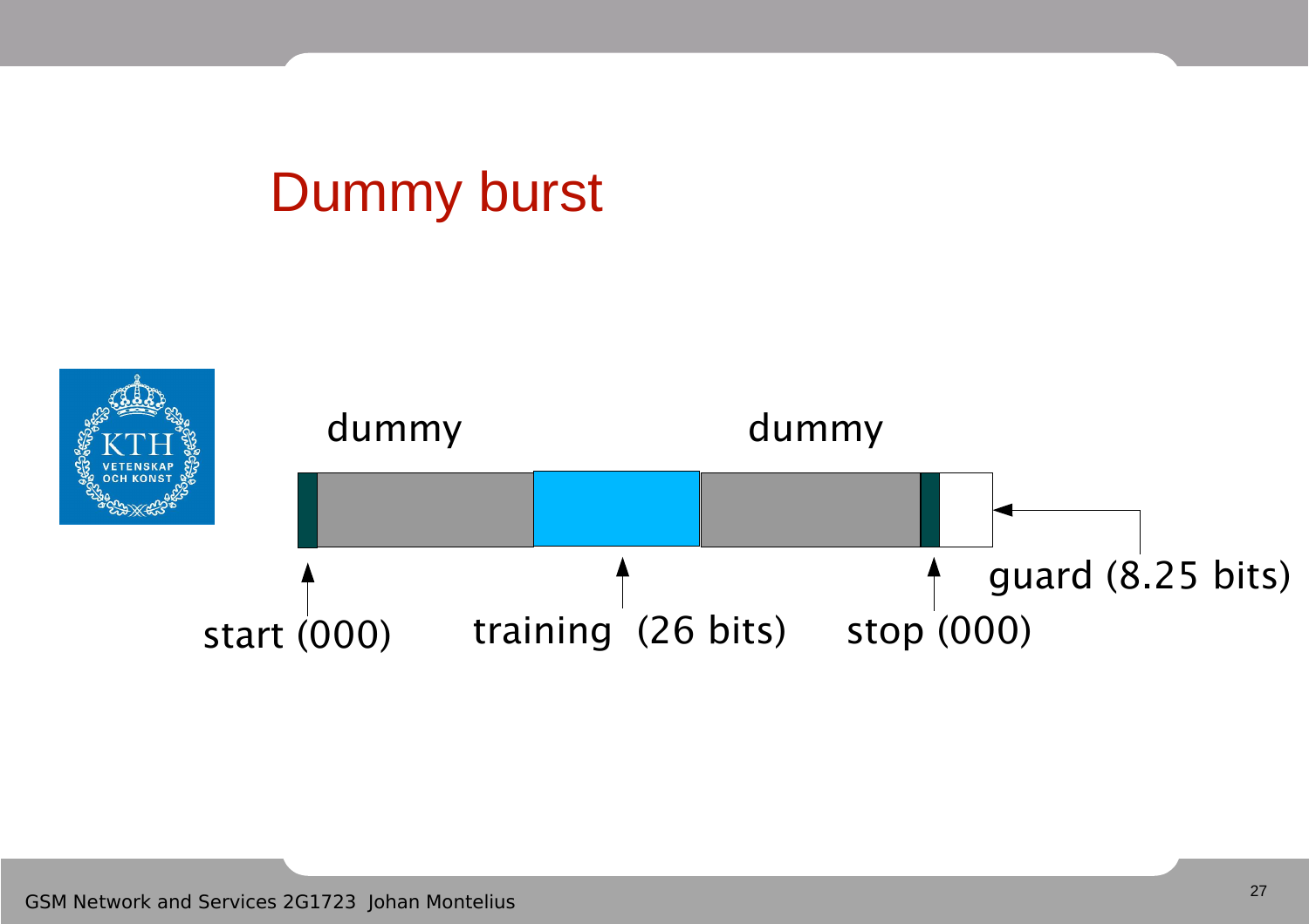# Dummy burst

dummy

dummy

start (000)

training (26 bits)

stop (000)

guard (8.25 bits)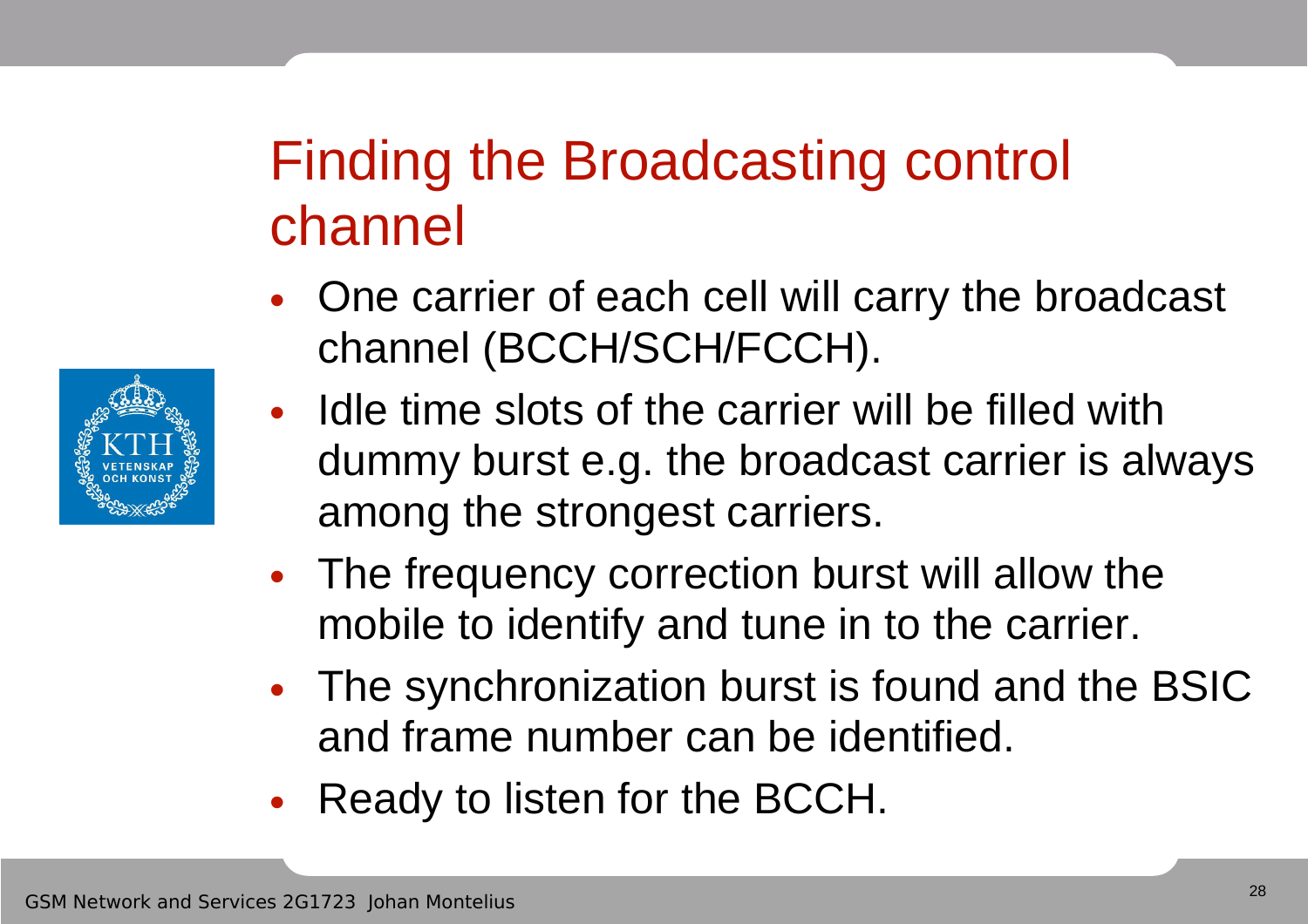# Finding the Broadcasting control channel

- One carrier of each cell will carry the broadcast channel (BCCH/SCH/FCCH).
- Idle time slots of the carrier will be filled with dummy burst e.g. the broadcast carrier is always among the strongest carriers.
- The frequency correction burst will allow the mobile to identify and tune in to the carrier.
- The synchronization burst is found and the BSIC and frame number can be identified.
- Ready to listen for the BCCH.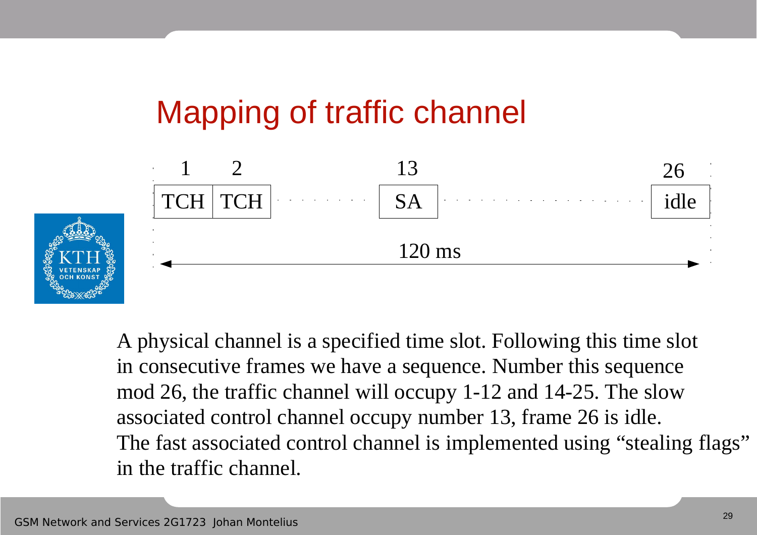# Mapping of traffic channel

| 1 | 2 | | 13 | | 26 |
|---|---|---|---|---|---|
| TCH | TCH | . . . . . . . . | SA | . . . . . . . . | idle |

120 ms

A physical channel is a specified time slot. Following this time slot in consecutive frames we have a sequence. Number this sequence mod 26, the traffic channel will occupy 1-12 and 14-25. The slow associated control channel occupy number 13, frame 26 is idle. The fast associated control channel is implemented using “stealing flags” in the traffic channel.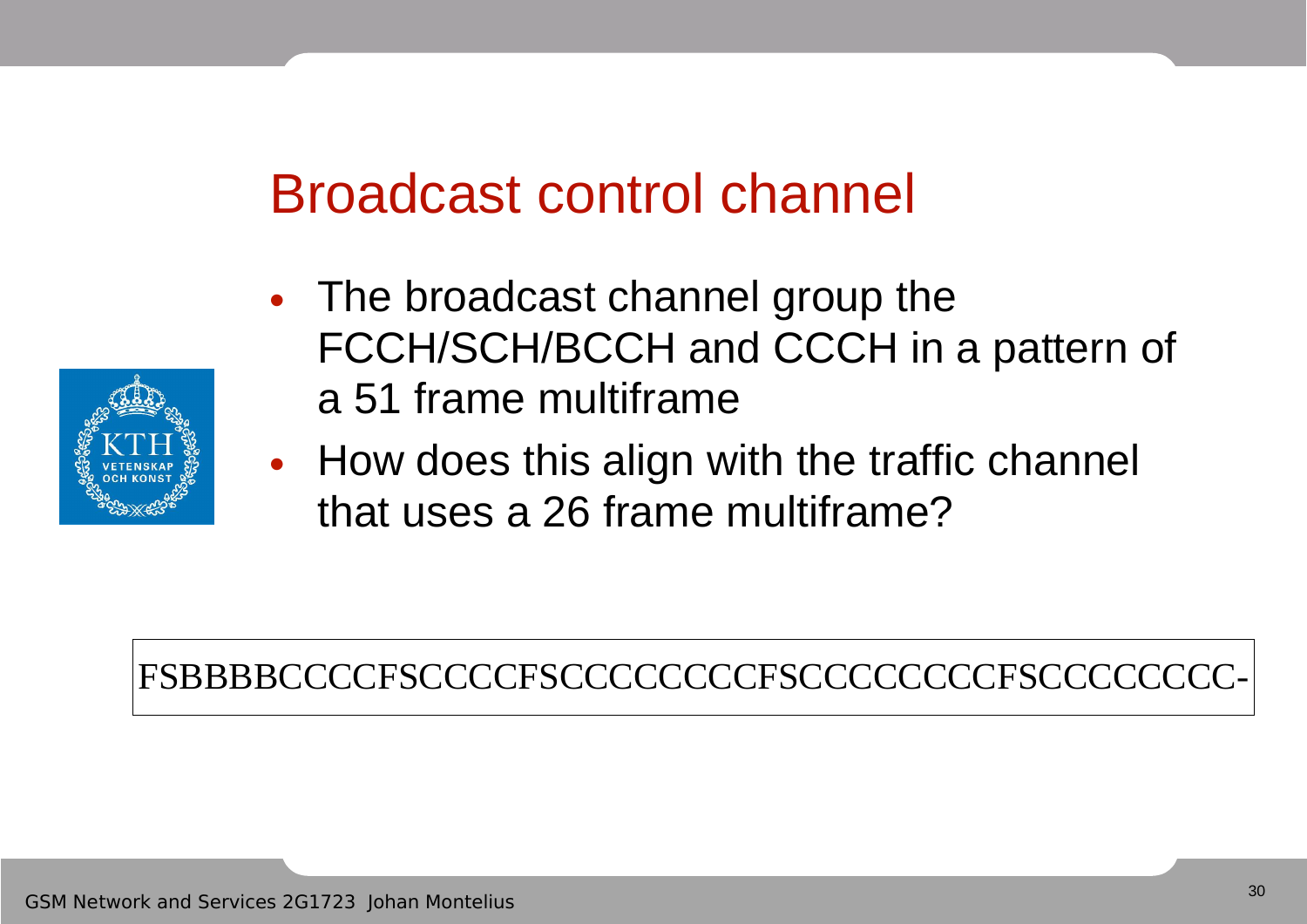# Broadcast control channel

- The broadcast channel group the FCCH/SCH/BCCH and CCCH in a pattern of a 51 frame multiframe
- How does this align with the traffic channel that uses a 26 frame multiframe?

```
FSBBBBCCCCFSCCCCFSCCCCCCCCFSCCCCCCCCFSCCCCCCCC-
```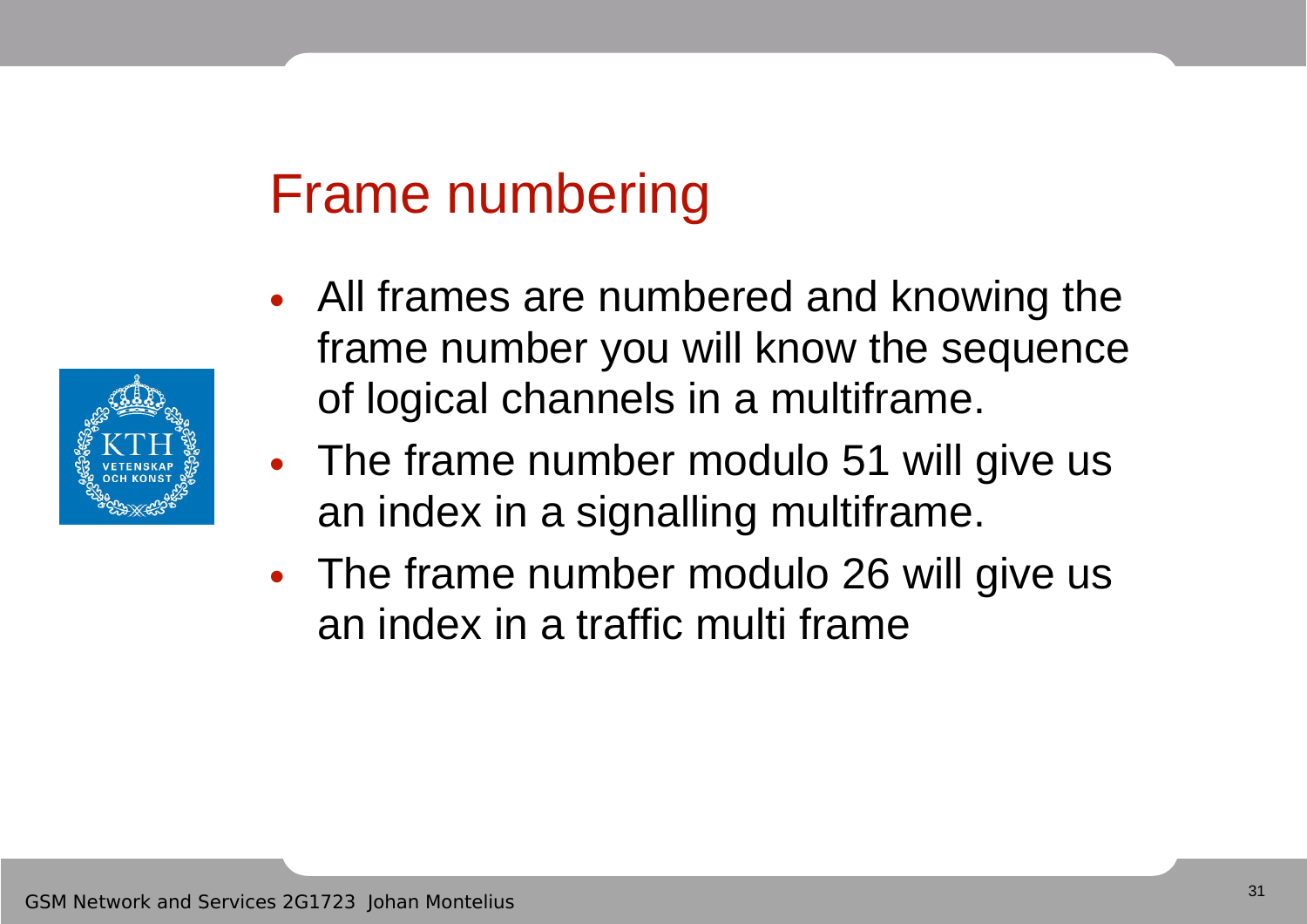# Frame numbering

- All frames are numbered and knowing the frame number you will know the sequence of logical channels in a multiframe.
- The frame number modulo 51 will give us an index in a signalling multiframe.
- The frame number modulo 26 will give us an index in a traffic multi frame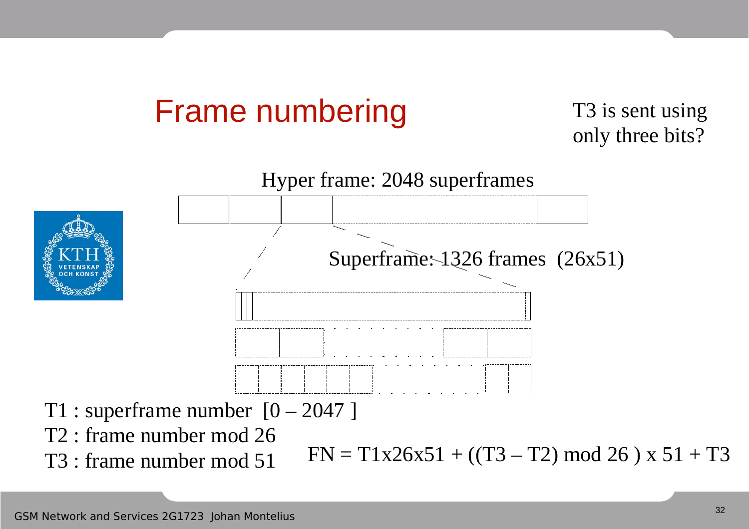# Frame numbering

T3 is sent using only three bits?

Hyper frame: 2048 superframes

Superframe: 1326 frames (26x51)

T1 : superframe number [0 – 2047 ]

T2 : frame number mod 26

T3 : frame number mod 51

$$FN = T1 \times 26 \times 51 + ((T3 - T2) \bmod 26) \times 51 + T3$$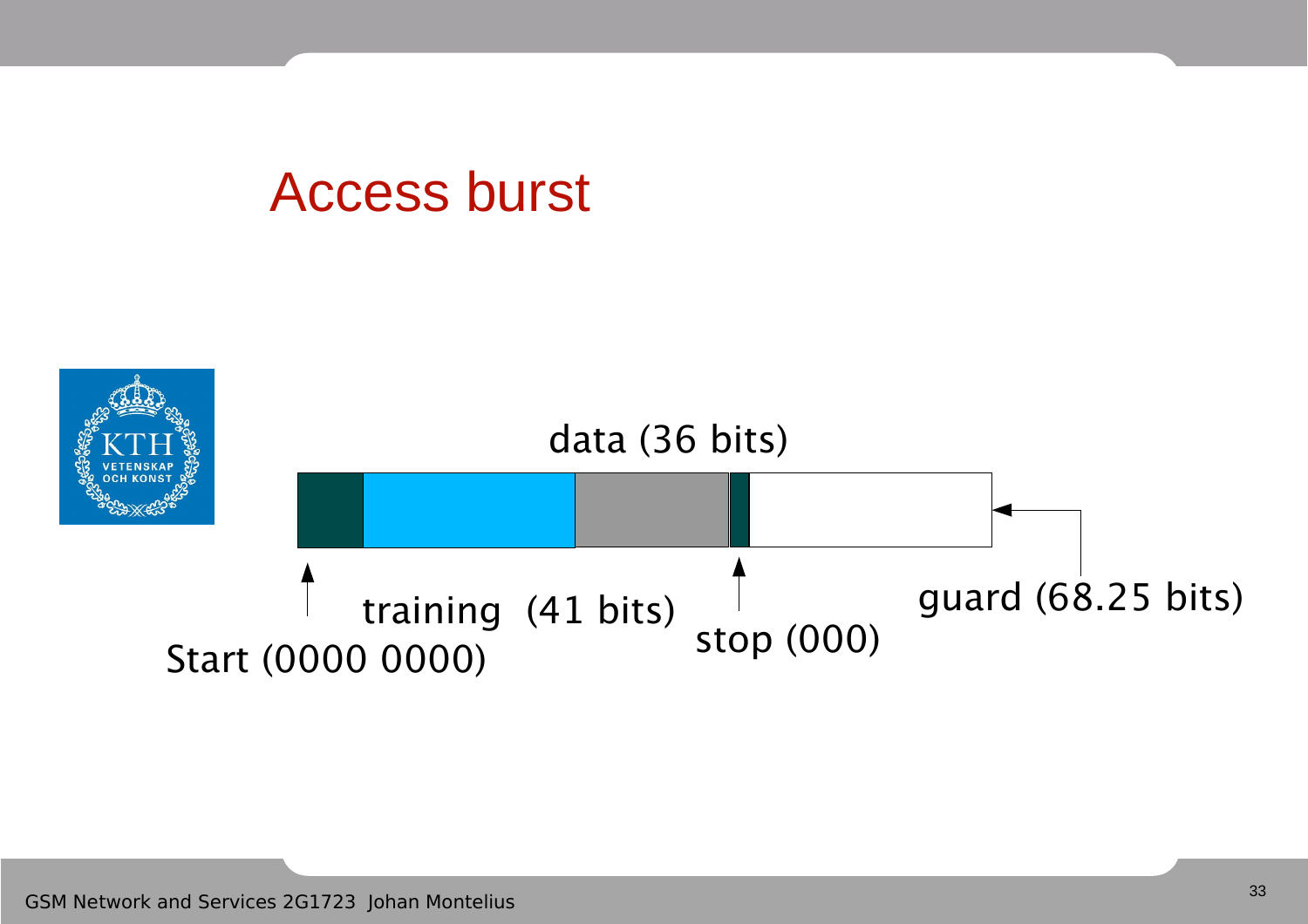# Access burst

data (36 bits)

Start (0000 0000)

training (41 bits)

stop (000)

guard (68.25 bits)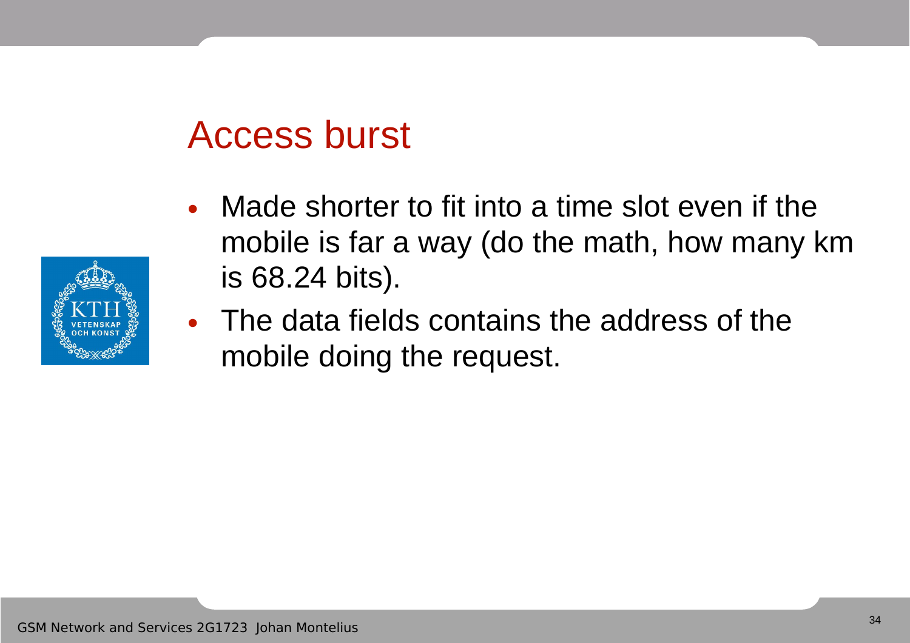# Access burst

- Made shorter to fit into a time slot even if the mobile is far a way (do the math, how many km is 68.24 bits).
- The data fields contains the address of the mobile doing the request.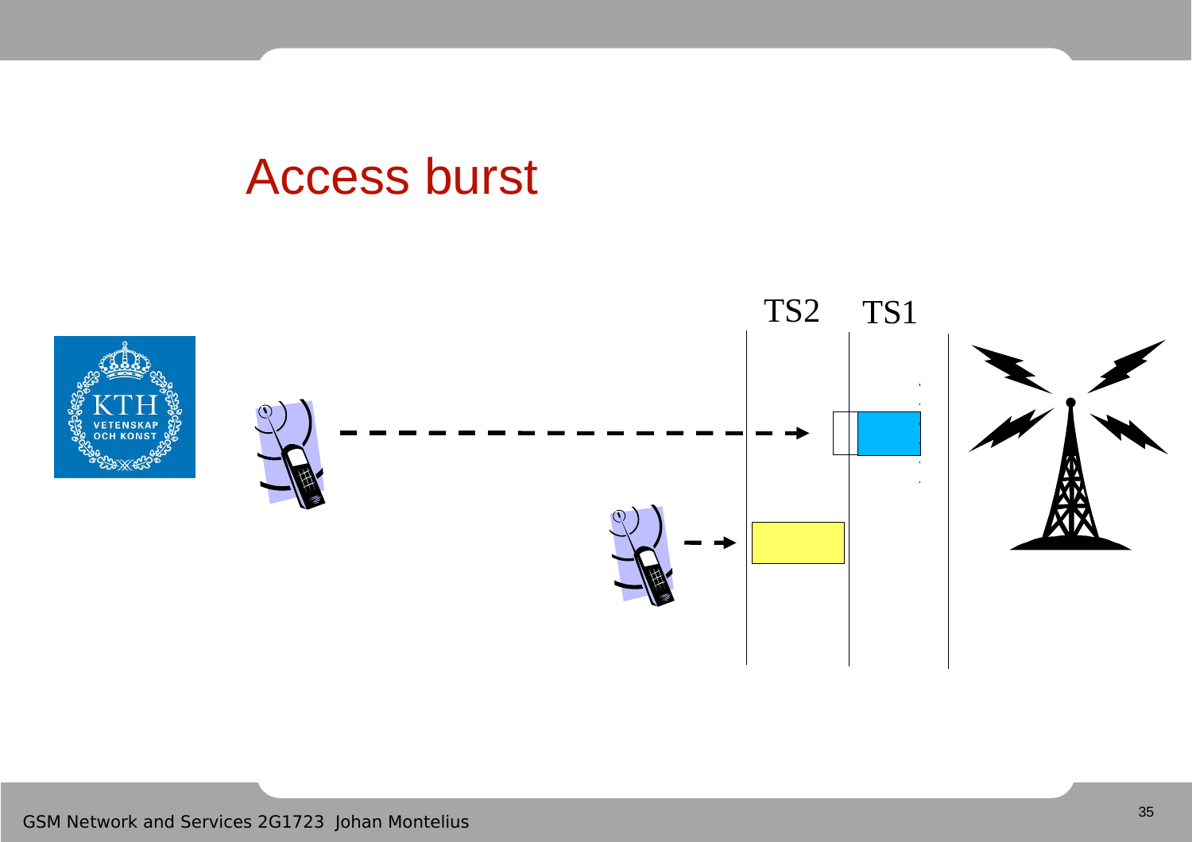# Access burst

TS2 TS1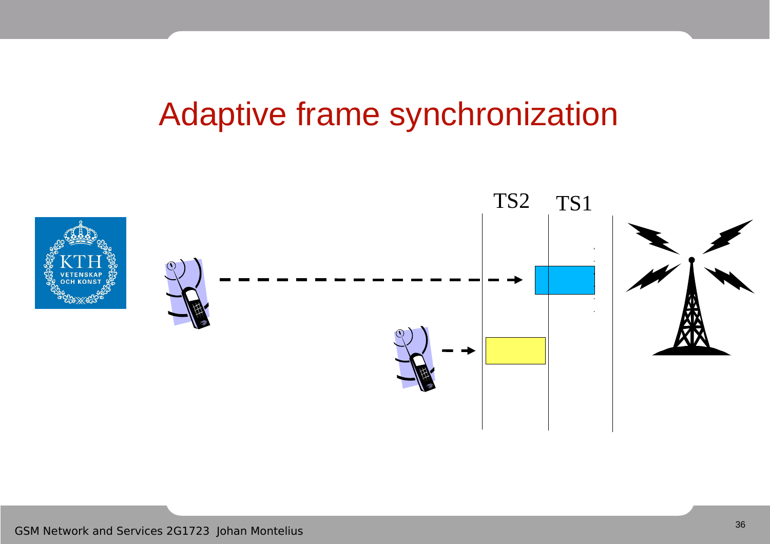# Adaptive frame synchronization

TS2 TS1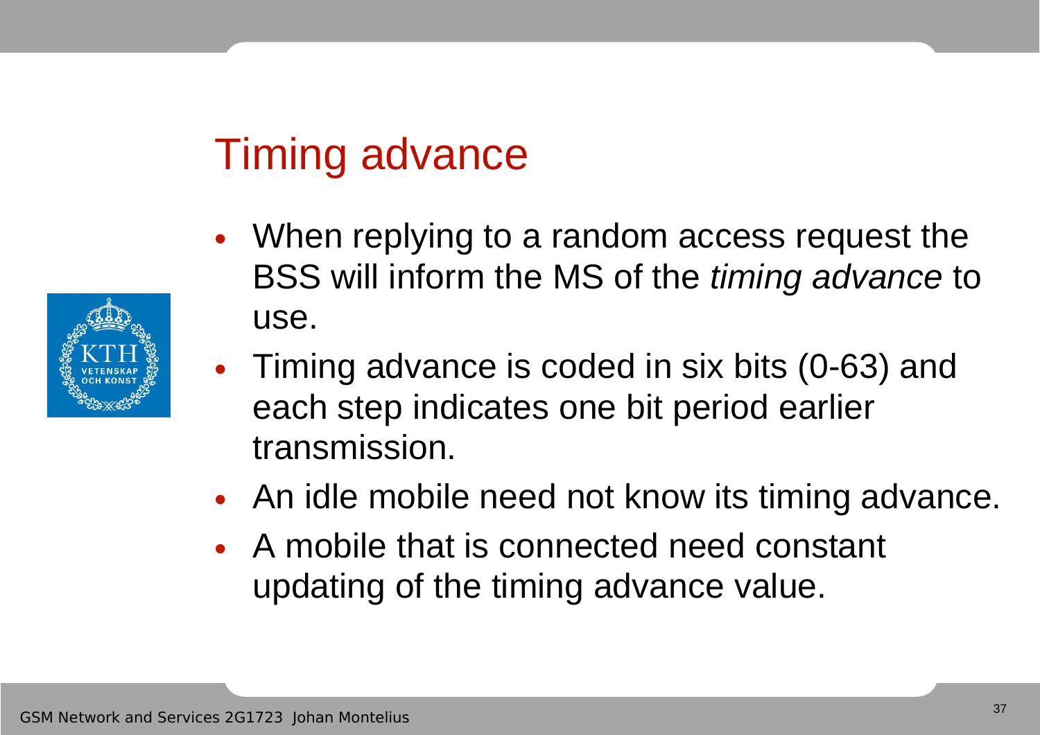# Timing advance

- When replying to a random access request the BSS will inform the MS of the *timing advance* to use.
- Timing advance is coded in six bits (0-63) and each step indicates one bit period earlier transmission.
- An idle mobile need not know its timing advance.
- A mobile that is connected need constant updating of the timing advance value.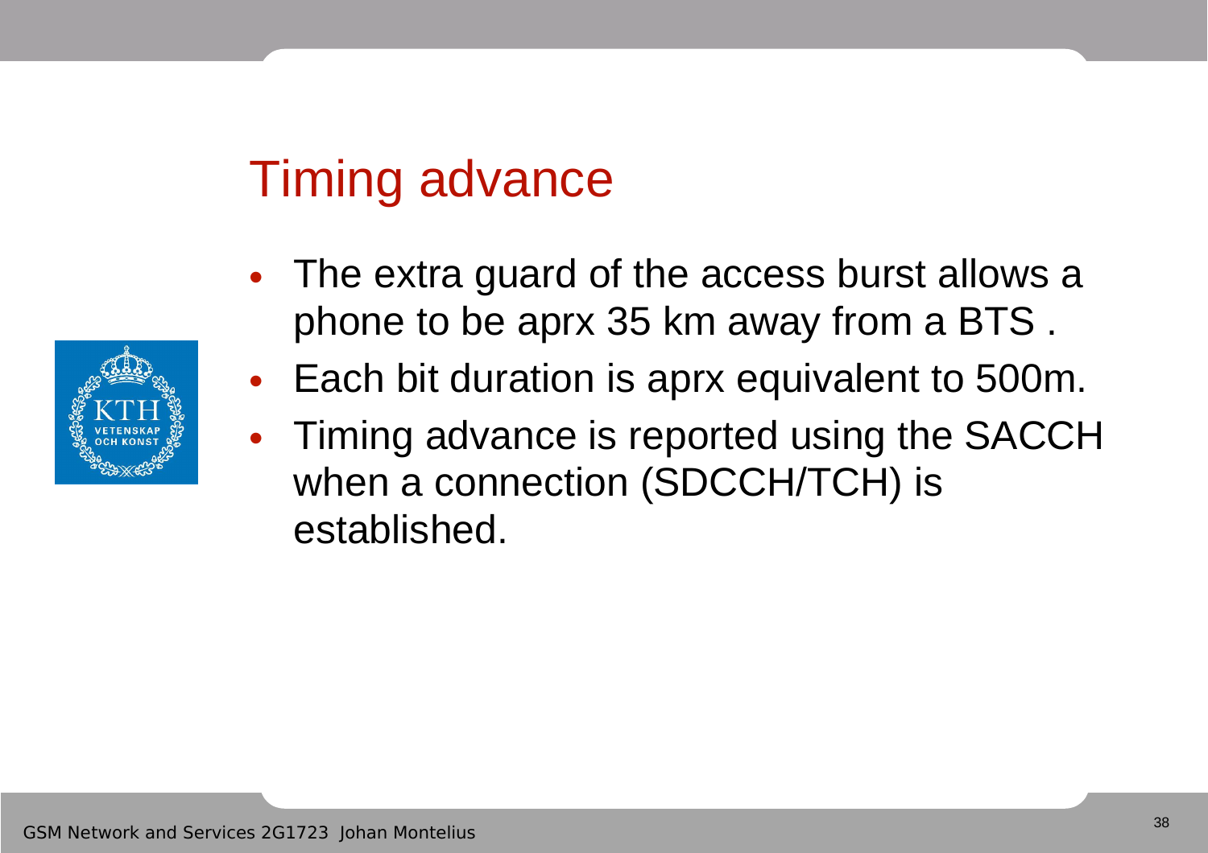# Timing advance

- The extra guard of the access burst allows a phone to be aprx 35 km away from a BTS .
- Each bit duration is aprx equivalent to 500m.
- Timing advance is reported using the SACCH when a connection (SDCCH/TCH) is established.